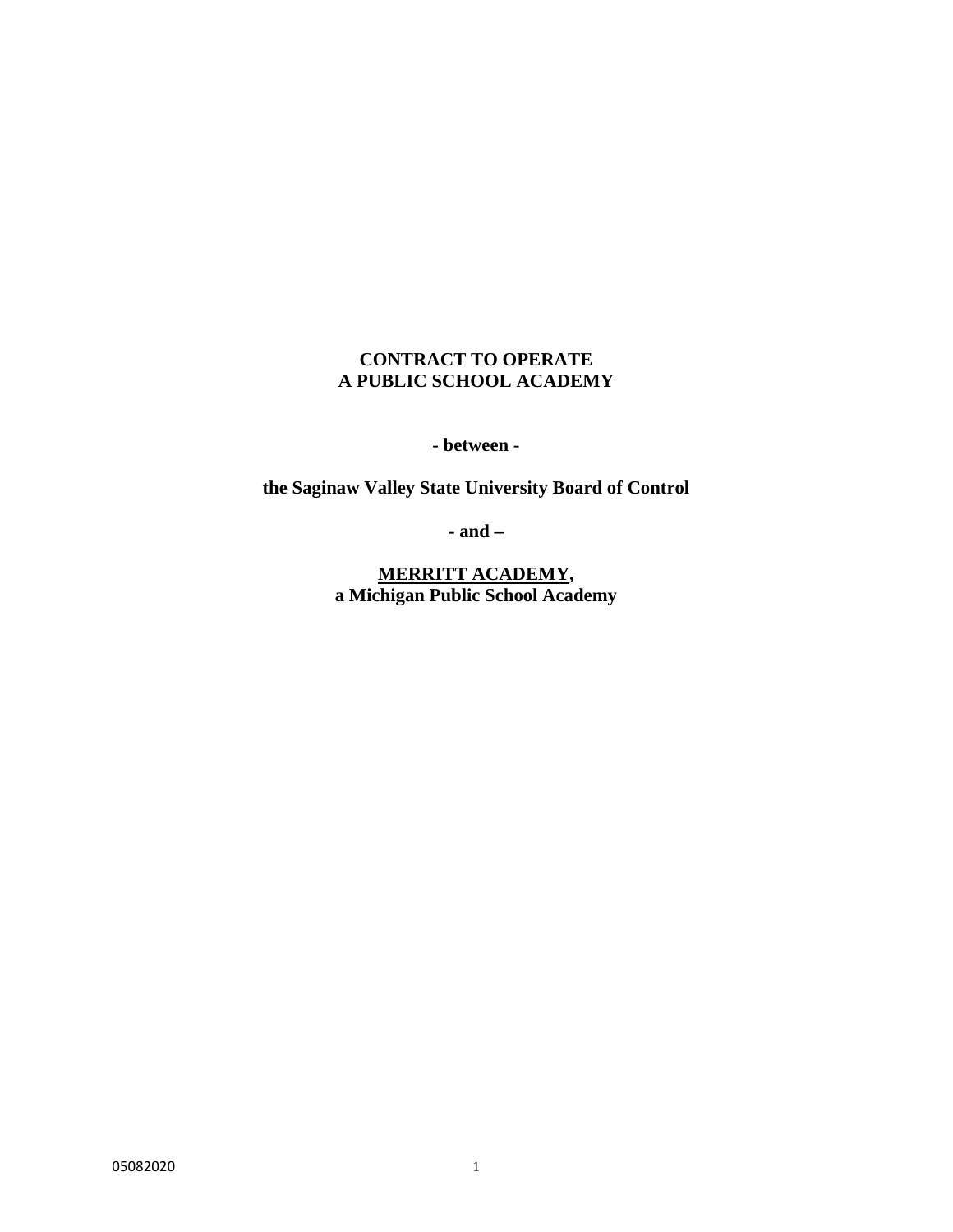**CONTRACT TO OPERATE**
**A PUBLIC SCHOOL ACADEMY**

**- between -**

**the Saginaw Valley State University Board of Control**

**- and –**

**<u>MERRITT ACADEMY</u>,**
**a Michigan Public School Academy**

05082020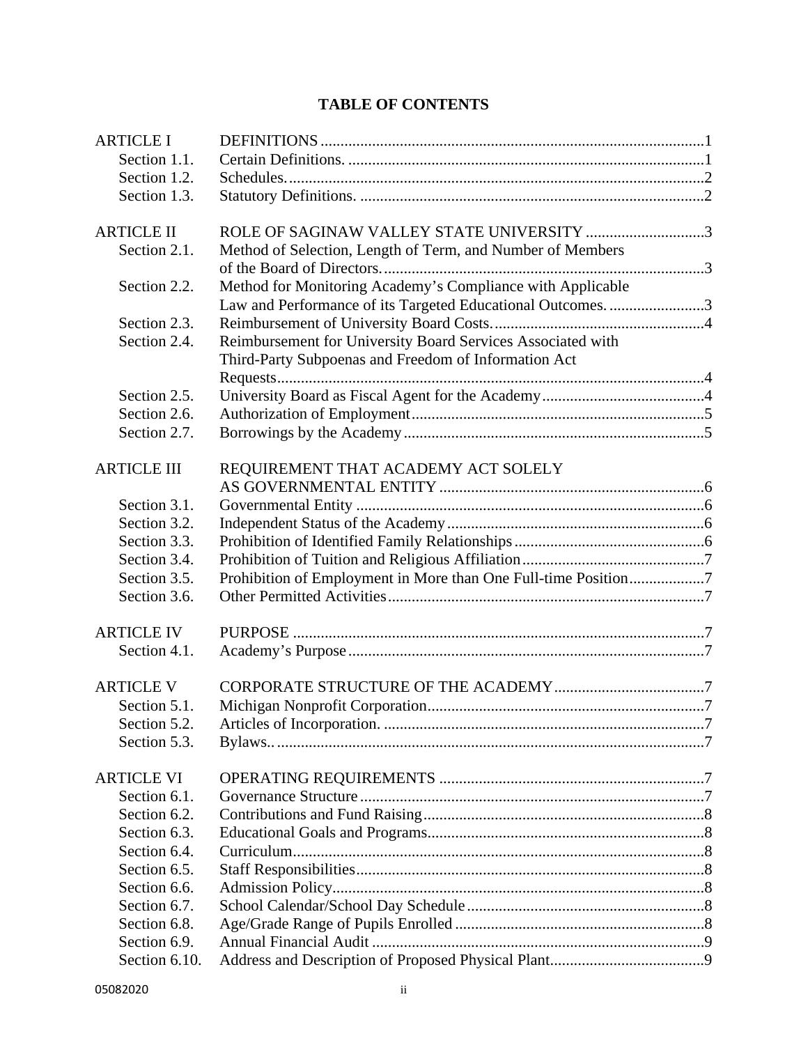# TABLE OF CONTENTS

| | | |
|---|---|---|
| ARTICLE I | DEFINITIONS | 1 |
| Section 1.1. | Certain Definitions. | 1 |
| Section 1.2. | Schedules. | 2 |
| Section 1.3. | Statutory Definitions. | 2 |
| ARTICLE II | ROLE OF SAGINAW VALLEY STATE UNIVERSITY | 3 |
| Section 2.1. | Method of Selection, Length of Term, and Number of Members of the Board of Directors. | 3 |
| Section 2.2. | Method for Monitoring Academy's Compliance with Applicable Law and Performance of its Targeted Educational Outcomes. | 3 |
| Section 2.3. | Reimbursement of University Board Costs. | 4 |
| Section 2.4. | Reimbursement for University Board Services Associated with Third-Party Subpoenas and Freedom of Information Act Requests | 4 |
| Section 2.5. | University Board as Fiscal Agent for the Academy | 4 |
| Section 2.6. | Authorization of Employment | 5 |
| Section 2.7. | Borrowings by the Academy | 5 |
| ARTICLE III | REQUIREMENT THAT ACADEMY ACT SOLELY AS GOVERNMENTAL ENTITY | 6 |
| Section 3.1. | Governmental Entity | 6 |
| Section 3.2. | Independent Status of the Academy | 6 |
| Section 3.3. | Prohibition of Identified Family Relationships | 6 |
| Section 3.4. | Prohibition of Tuition and Religious Affiliation | 7 |
| Section 3.5. | Prohibition of Employment in More than One Full-time Position | 7 |
| Section 3.6. | Other Permitted Activities | 7 |
| ARTICLE IV | PURPOSE | 7 |
| Section 4.1. | Academy's Purpose | 7 |
| ARTICLE V | CORPORATE STRUCTURE OF THE ACADEMY | 7 |
| Section 5.1. | Michigan Nonprofit Corporation | 7 |
| Section 5.2. | Articles of Incorporation. | 7 |
| Section 5.3. | Bylaws.. | 7 |
| ARTICLE VI | OPERATING REQUIREMENTS | 7 |
| Section 6.1. | Governance Structure | 7 |
| Section 6.2. | Contributions and Fund Raising | 8 |
| Section 6.3. | Educational Goals and Programs | 8 |
| Section 6.4. | Curriculum | 8 |
| Section 6.5. | Staff Responsibilities | 8 |
| Section 6.6. | Admission Policy | 8 |
| Section 6.7. | School Calendar/School Day Schedule | 8 |
| Section 6.8. | Age/Grade Range of Pupils Enrolled | 8 |
| Section 6.9. | Annual Financial Audit | 9 |
| Section 6.10. | Address and Description of Proposed Physical Plant | 9 |

05082020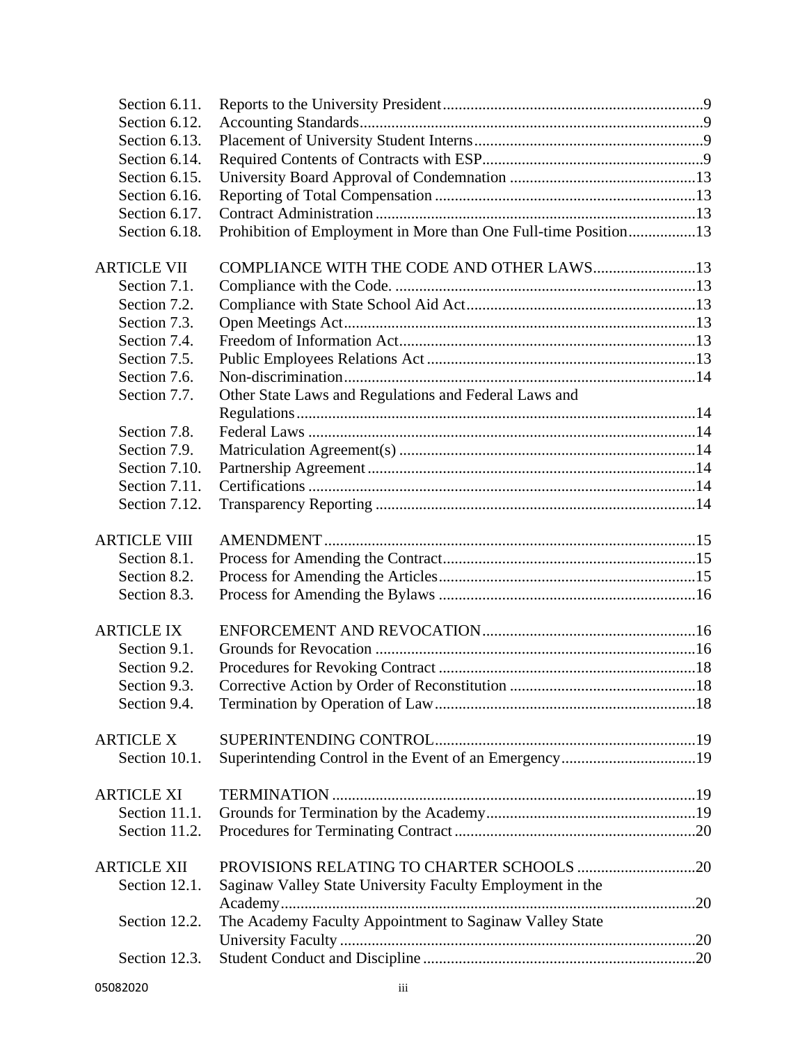| | | |
|---|---|---|
| Section 6.11. | Reports to the University President | 9 |
| Section 6.12. | Accounting Standards | 9 |
| Section 6.13. | Placement of University Student Interns | 9 |
| Section 6.14. | Required Contents of Contracts with ESP | 9 |
| Section 6.15. | University Board Approval of Condemnation | 13 |
| Section 6.16. | Reporting of Total Compensation | 13 |
| Section 6.17. | Contract Administration | 13 |
| Section 6.18. | Prohibition of Employment in More than One Full-time Position | 13 |
| | | |
| ARTICLE VII | COMPLIANCE WITH THE CODE AND OTHER LAWS | 13 |
| Section 7.1. | Compliance with the Code. | 13 |
| Section 7.2. | Compliance with State School Aid Act | 13 |
| Section 7.3. | Open Meetings Act | 13 |
| Section 7.4. | Freedom of Information Act | 13 |
| Section 7.5. | Public Employees Relations Act | 13 |
| Section 7.6. | Non-discrimination | 14 |
| Section 7.7. | Other State Laws and Regulations and Federal Laws and Regulations | 14 |
| Section 7.8. | Federal Laws | 14 |
| Section 7.9. | Matriculation Agreement(s) | 14 |
| Section 7.10. | Partnership Agreement | 14 |
| Section 7.11. | Certifications | 14 |
| Section 7.12. | Transparency Reporting | 14 |
| | | |
| ARTICLE VIII | AMENDMENT | 15 |
| Section 8.1. | Process for Amending the Contract | 15 |
| Section 8.2. | Process for Amending the Articles | 15 |
| Section 8.3. | Process for Amending the Bylaws | 16 |
| | | |
| ARTICLE IX | ENFORCEMENT AND REVOCATION | 16 |
| Section 9.1. | Grounds for Revocation | 16 |
| Section 9.2. | Procedures for Revoking Contract | 18 |
| Section 9.3. | Corrective Action by Order of Reconstitution | 18 |
| Section 9.4. | Termination by Operation of Law | 18 |
| | | |
| ARTICLE X | SUPERINTENDING CONTROL | 19 |
| Section 10.1. | Superintending Control in the Event of an Emergency | 19 |
| | | |
| ARTICLE XI | TERMINATION | 19 |
| Section 11.1. | Grounds for Termination by the Academy | 19 |
| Section 11.2. | Procedures for Terminating Contract | 20 |
| | | |
| ARTICLE XII | PROVISIONS RELATING TO CHARTER SCHOOLS | 20 |
| Section 12.1. | Saginaw Valley State University Faculty Employment in the Academy | 20 |
| Section 12.2. | The Academy Faculty Appointment to Saginaw Valley State University Faculty | 20 |
| Section 12.3. | Student Conduct and Discipline | 20 |

05082020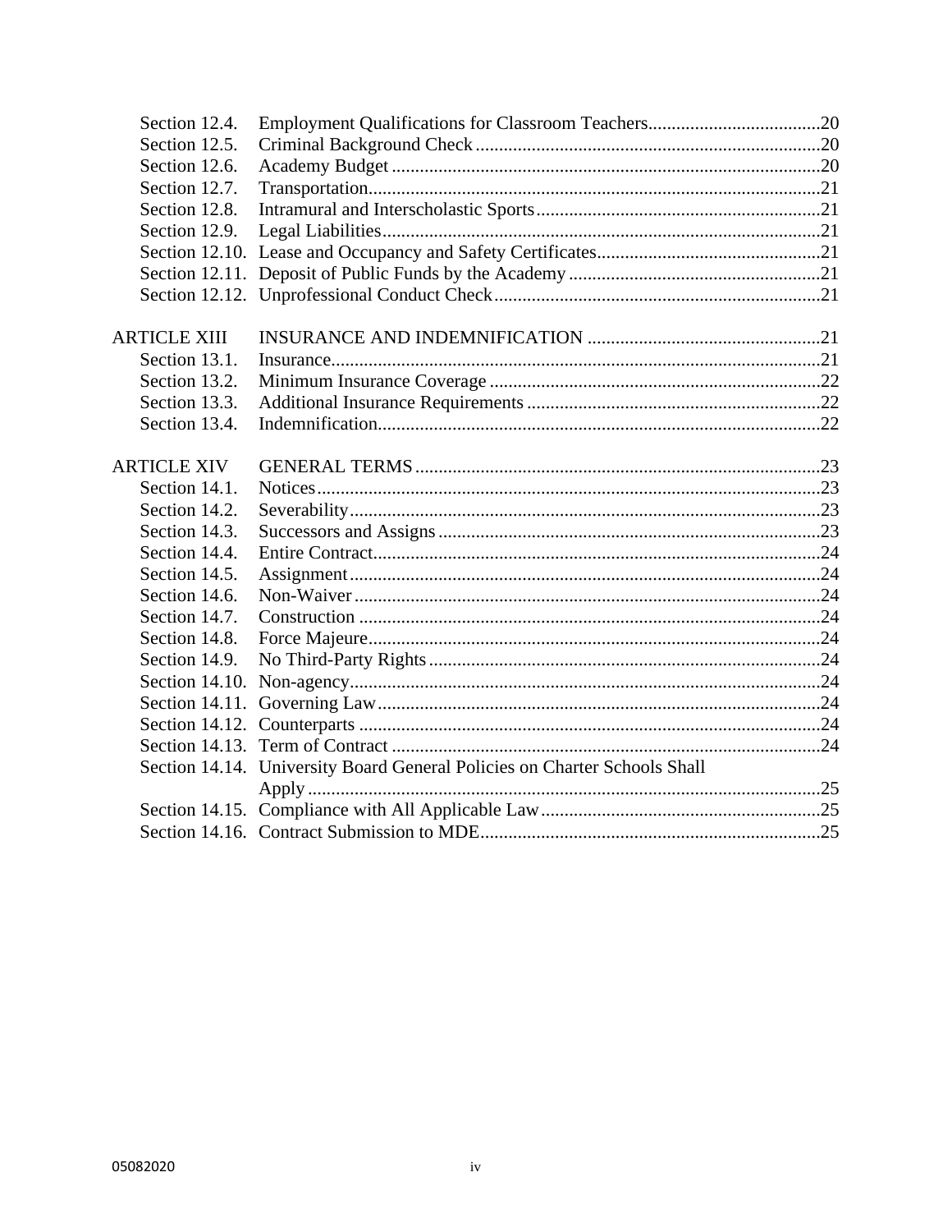| | | |
|---|---|---|
| Section 12.4. | Employment Qualifications for Classroom Teachers | 20 |
| Section 12.5. | Criminal Background Check | 20 |
| Section 12.6. | Academy Budget | 20 |
| Section 12.7. | Transportation | 21 |
| Section 12.8. | Intramural and Interscholastic Sports | 21 |
| Section 12.9. | Legal Liabilities | 21 |
| Section 12.10. | Lease and Occupancy and Safety Certificates | 21 |
| Section 12.11. | Deposit of Public Funds by the Academy | 21 |
| Section 12.12. | Unprofessional Conduct Check | 21 |
| | | |
| ARTICLE XIII | INSURANCE AND INDEMNIFICATION | 21 |
| Section 13.1. | Insurance | 21 |
| Section 13.2. | Minimum Insurance Coverage | 22 |
| Section 13.3. | Additional Insurance Requirements | 22 |
| Section 13.4. | Indemnification | 22 |
| | | |
| ARTICLE XIV | GENERAL TERMS | 23 |
| Section 14.1. | Notices | 23 |
| Section 14.2. | Severability | 23 |
| Section 14.3. | Successors and Assigns | 23 |
| Section 14.4. | Entire Contract | 24 |
| Section 14.5. | Assignment | 24 |
| Section 14.6. | Non-Waiver | 24 |
| Section 14.7. | Construction | 24 |
| Section 14.8. | Force Majeure | 24 |
| Section 14.9. | No Third-Party Rights | 24 |
| Section 14.10. | Non-agency | 24 |
| Section 14.11. | Governing Law | 24 |
| Section 14.12. | Counterparts | 24 |
| Section 14.13. | Term of Contract | 24 |
| Section 14.14. | University Board General Policies on Charter Schools Shall Apply | 25 |
| Section 14.15. | Compliance with All Applicable Law | 25 |
| Section 14.16. | Contract Submission to MDE | 25 |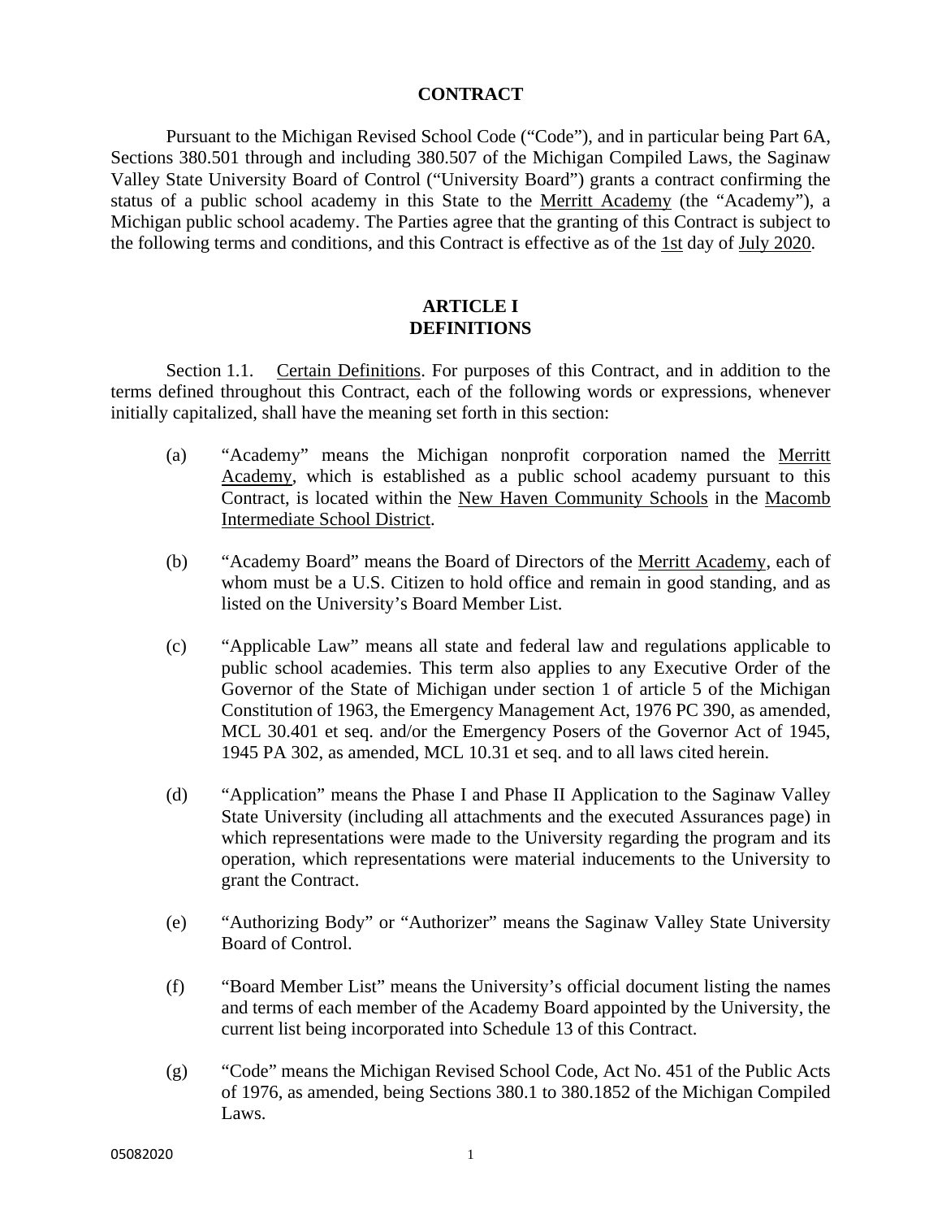# CONTRACT

Pursuant to the Michigan Revised School Code ("Code"), and in particular being Part 6A, Sections 380.501 through and including 380.507 of the Michigan Compiled Laws, the Saginaw Valley State University Board of Control ("University Board") grants a contract confirming the status of a public school academy in this State to the Merritt Academy (the "Academy"), a Michigan public school academy. The Parties agree that the granting of this Contract is subject to the following terms and conditions, and this Contract is effective as of the 1st day of July 2020.

## ARTICLE I
## DEFINITIONS

Section 1.1. Certain Definitions. For purposes of this Contract, and in addition to the terms defined throughout this Contract, each of the following words or expressions, whenever initially capitalized, shall have the meaning set forth in this section:

(a) "Academy" means the Michigan nonprofit corporation named the Merritt Academy, which is established as a public school academy pursuant to this Contract, is located within the New Haven Community Schools in the Macomb Intermediate School District.

(b) "Academy Board" means the Board of Directors of the Merritt Academy, each of whom must be a U.S. Citizen to hold office and remain in good standing, and as listed on the University's Board Member List.

(c) "Applicable Law" means all state and federal law and regulations applicable to public school academies. This term also applies to any Executive Order of the Governor of the State of Michigan under section 1 of article 5 of the Michigan Constitution of 1963, the Emergency Management Act, 1976 PC 390, as amended, MCL 30.401 et seq. and/or the Emergency Posers of the Governor Act of 1945, 1945 PA 302, as amended, MCL 10.31 et seq. and to all laws cited herein.

(d) "Application" means the Phase I and Phase II Application to the Saginaw Valley State University (including all attachments and the executed Assurances page) in which representations were made to the University regarding the program and its operation, which representations were material inducements to the University to grant the Contract.

(e) "Authorizing Body" or "Authorizer" means the Saginaw Valley State University Board of Control.

(f) "Board Member List" means the University's official document listing the names and terms of each member of the Academy Board appointed by the University, the current list being incorporated into Schedule 13 of this Contract.

(g) "Code" means the Michigan Revised School Code, Act No. 451 of the Public Acts of 1976, as amended, being Sections 380.1 to 380.1852 of the Michigan Compiled Laws.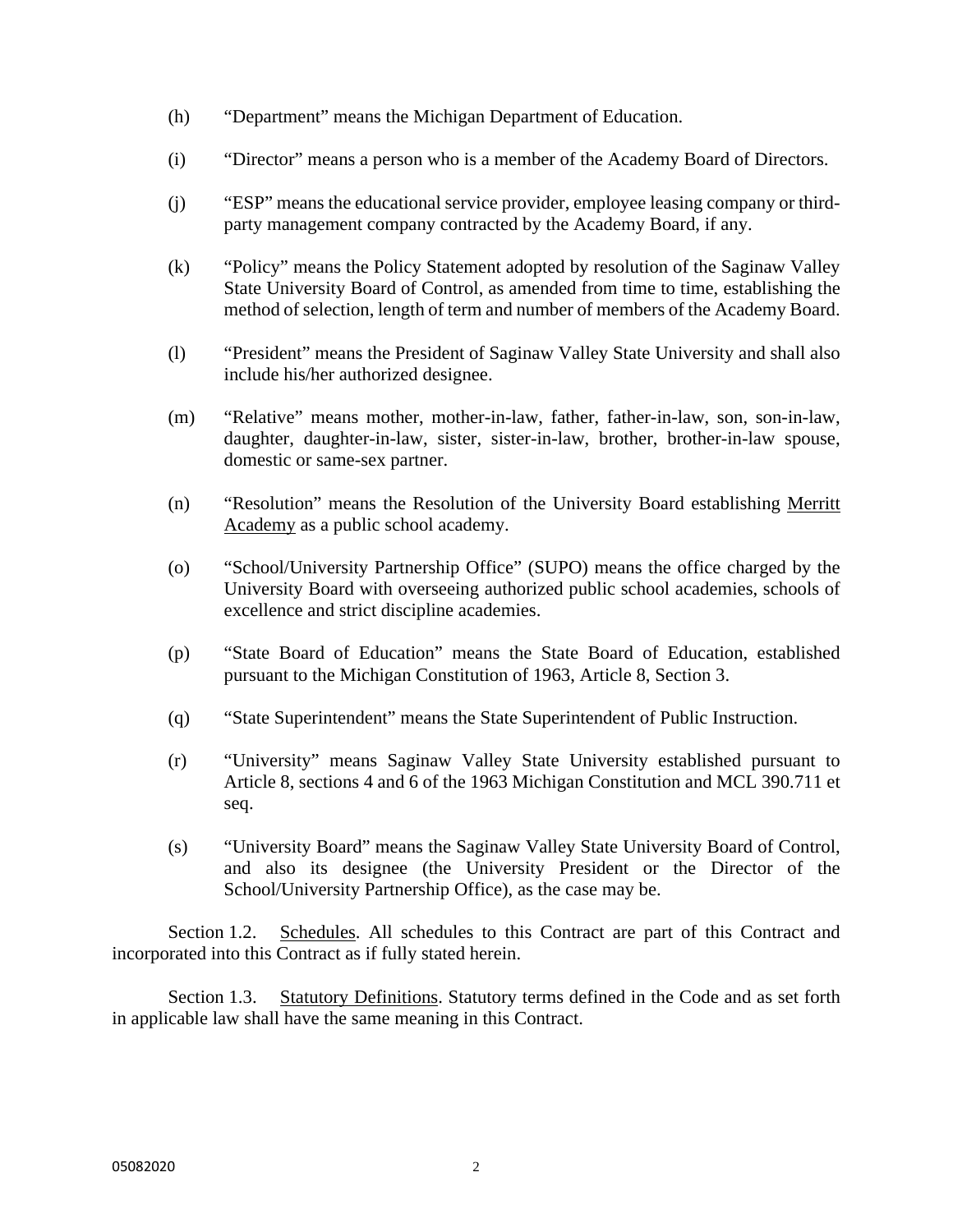(h) "Department" means the Michigan Department of Education.

(i) "Director" means a person who is a member of the Academy Board of Directors.

(j) "ESP" means the educational service provider, employee leasing company or third-party management company contracted by the Academy Board, if any.

(k) "Policy" means the Policy Statement adopted by resolution of the Saginaw Valley State University Board of Control, as amended from time to time, establishing the method of selection, length of term and number of members of the Academy Board.

(l) "President" means the President of Saginaw Valley State University and shall also include his/her authorized designee.

(m) "Relative" means mother, mother-in-law, father, father-in-law, son, son-in-law, daughter, daughter-in-law, sister, sister-in-law, brother, brother-in-law spouse, domestic or same-sex partner.

(n) "Resolution" means the Resolution of the University Board establishing Merritt Academy as a public school academy.

(o) "School/University Partnership Office" (SUPO) means the office charged by the University Board with overseeing authorized public school academies, schools of excellence and strict discipline academies.

(p) "State Board of Education" means the State Board of Education, established pursuant to the Michigan Constitution of 1963, Article 8, Section 3.

(q) "State Superintendent" means the State Superintendent of Public Instruction.

(r) "University" means Saginaw Valley State University established pursuant to Article 8, sections 4 and 6 of the 1963 Michigan Constitution and MCL 390.711 et seq.

(s) "University Board" means the Saginaw Valley State University Board of Control, and also its designee (the University President or the Director of the School/University Partnership Office), as the case may be.

Section 1.2. Schedules. All schedules to this Contract are part of this Contract and incorporated into this Contract as if fully stated herein.

Section 1.3. Statutory Definitions. Statutory terms defined in the Code and as set forth in applicable law shall have the same meaning in this Contract.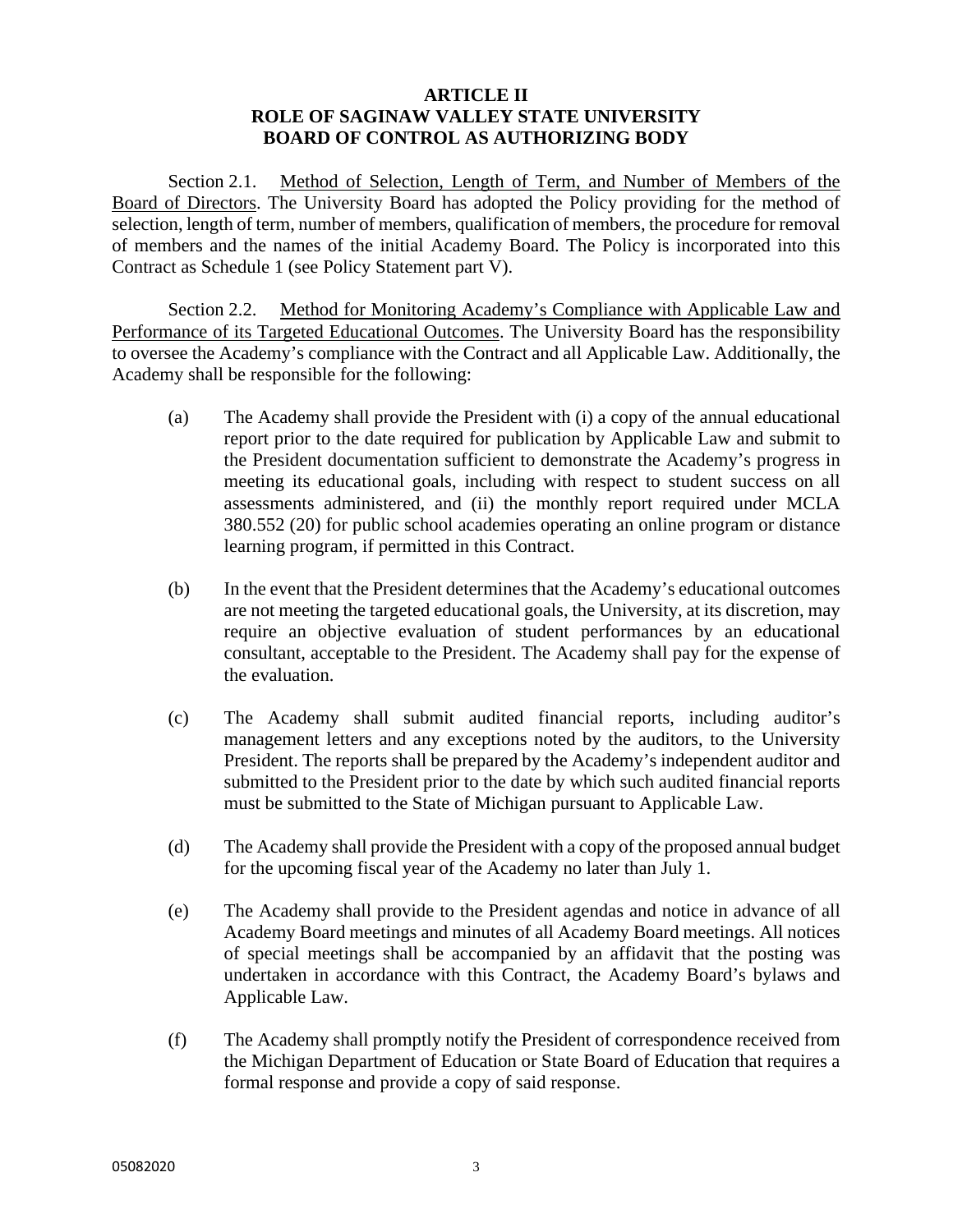## ARTICLE II
## ROLE OF SAGINAW VALLEY STATE UNIVERSITY BOARD OF CONTROL AS AUTHORIZING BODY

Section 2.1. Method of Selection, Length of Term, and Number of Members of the Board of Directors. The University Board has adopted the Policy providing for the method of selection, length of term, number of members, qualification of members, the procedure for removal of members and the names of the initial Academy Board. The Policy is incorporated into this Contract as Schedule 1 (see Policy Statement part V).

Section 2.2. Method for Monitoring Academy's Compliance with Applicable Law and Performance of its Targeted Educational Outcomes. The University Board has the responsibility to oversee the Academy's compliance with the Contract and all Applicable Law. Additionally, the Academy shall be responsible for the following:

(a) The Academy shall provide the President with (i) a copy of the annual educational report prior to the date required for publication by Applicable Law and submit to the President documentation sufficient to demonstrate the Academy's progress in meeting its educational goals, including with respect to student success on all assessments administered, and (ii) the monthly report required under MCLA 380.552 (20) for public school academies operating an online program or distance learning program, if permitted in this Contract.

(b) In the event that the President determines that the Academy's educational outcomes are not meeting the targeted educational goals, the University, at its discretion, may require an objective evaluation of student performances by an educational consultant, acceptable to the President. The Academy shall pay for the expense of the evaluation.

(c) The Academy shall submit audited financial reports, including auditor's management letters and any exceptions noted by the auditors, to the University President. The reports shall be prepared by the Academy's independent auditor and submitted to the President prior to the date by which such audited financial reports must be submitted to the State of Michigan pursuant to Applicable Law.

(d) The Academy shall provide the President with a copy of the proposed annual budget for the upcoming fiscal year of the Academy no later than July 1.

(e) The Academy shall provide to the President agendas and notice in advance of all Academy Board meetings and minutes of all Academy Board meetings. All notices of special meetings shall be accompanied by an affidavit that the posting was undertaken in accordance with this Contract, the Academy Board's bylaws and Applicable Law.

(f) The Academy shall promptly notify the President of correspondence received from the Michigan Department of Education or State Board of Education that requires a formal response and provide a copy of said response.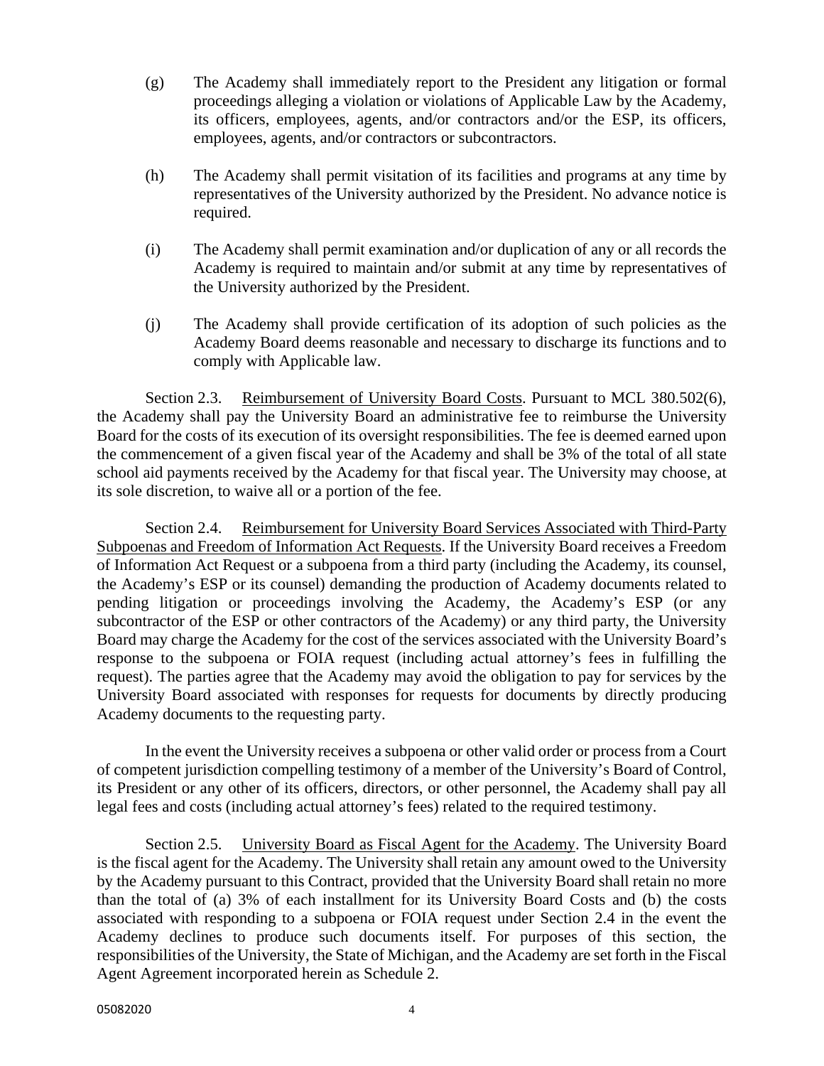(g) The Academy shall immediately report to the President any litigation or formal proceedings alleging a violation or violations of Applicable Law by the Academy, its officers, employees, agents, and/or contractors and/or the ESP, its officers, employees, agents, and/or contractors or subcontractors.

(h) The Academy shall permit visitation of its facilities and programs at any time by representatives of the University authorized by the President. No advance notice is required.

(i) The Academy shall permit examination and/or duplication of any or all records the Academy is required to maintain and/or submit at any time by representatives of the University authorized by the President.

(j) The Academy shall provide certification of its adoption of such policies as the Academy Board deems reasonable and necessary to discharge its functions and to comply with Applicable law.

Section 2.3. Reimbursement of University Board Costs. Pursuant to MCL 380.502(6), the Academy shall pay the University Board an administrative fee to reimburse the University Board for the costs of its execution of its oversight responsibilities. The fee is deemed earned upon the commencement of a given fiscal year of the Academy and shall be 3% of the total of all state school aid payments received by the Academy for that fiscal year. The University may choose, at its sole discretion, to waive all or a portion of the fee.

Section 2.4. Reimbursement for University Board Services Associated with Third-Party Subpoenas and Freedom of Information Act Requests. If the University Board receives a Freedom of Information Act Request or a subpoena from a third party (including the Academy, its counsel, the Academy's ESP or its counsel) demanding the production of Academy documents related to pending litigation or proceedings involving the Academy, the Academy's ESP (or any subcontractor of the ESP or other contractors of the Academy) or any third party, the University Board may charge the Academy for the cost of the services associated with the University Board's response to the subpoena or FOIA request (including actual attorney's fees in fulfilling the request). The parties agree that the Academy may avoid the obligation to pay for services by the University Board associated with responses for requests for documents by directly producing Academy documents to the requesting party.

In the event the University receives a subpoena or other valid order or process from a Court of competent jurisdiction compelling testimony of a member of the University's Board of Control, its President or any other of its officers, directors, or other personnel, the Academy shall pay all legal fees and costs (including actual attorney's fees) related to the required testimony.

Section 2.5. University Board as Fiscal Agent for the Academy. The University Board is the fiscal agent for the Academy. The University shall retain any amount owed to the University by the Academy pursuant to this Contract, provided that the University Board shall retain no more than the total of (a) 3% of each installment for its University Board Costs and (b) the costs associated with responding to a subpoena or FOIA request under Section 2.4 in the event the Academy declines to produce such documents itself. For purposes of this section, the responsibilities of the University, the State of Michigan, and the Academy are set forth in the Fiscal Agent Agreement incorporated herein as Schedule 2.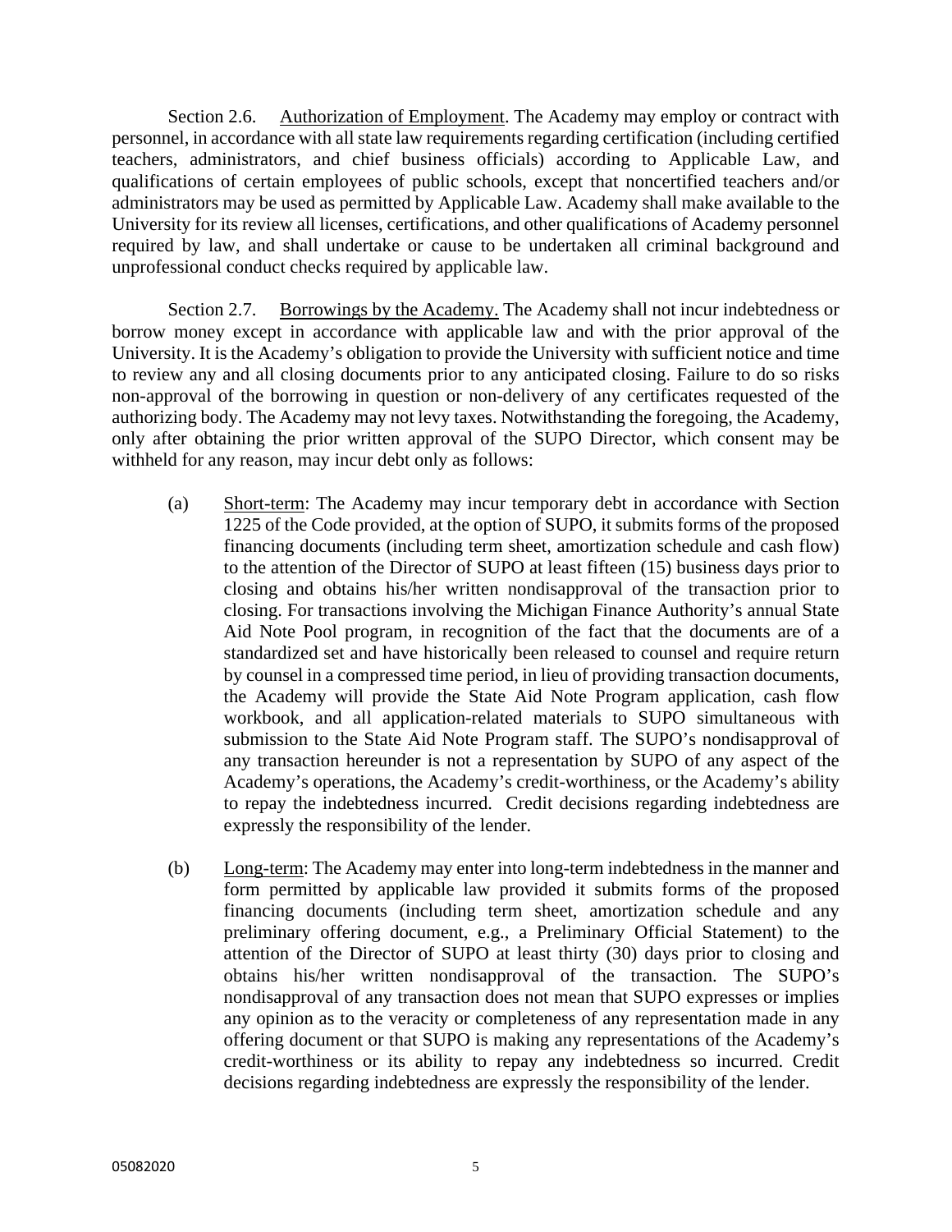Section 2.6. Authorization of Employment. The Academy may employ or contract with personnel, in accordance with all state law requirements regarding certification (including certified teachers, administrators, and chief business officials) according to Applicable Law, and qualifications of certain employees of public schools, except that noncertified teachers and/or administrators may be used as permitted by Applicable Law. Academy shall make available to the University for its review all licenses, certifications, and other qualifications of Academy personnel required by law, and shall undertake or cause to be undertaken all criminal background and unprofessional conduct checks required by applicable law.

Section 2.7. Borrowings by the Academy. The Academy shall not incur indebtedness or borrow money except in accordance with applicable law and with the prior approval of the University. It is the Academy's obligation to provide the University with sufficient notice and time to review any and all closing documents prior to any anticipated closing. Failure to do so risks non-approval of the borrowing in question or non-delivery of any certificates requested of the authorizing body. The Academy may not levy taxes. Notwithstanding the foregoing, the Academy, only after obtaining the prior written approval of the SUPO Director, which consent may be withheld for any reason, may incur debt only as follows:

(a) Short-term: The Academy may incur temporary debt in accordance with Section 1225 of the Code provided, at the option of SUPO, it submits forms of the proposed financing documents (including term sheet, amortization schedule and cash flow) to the attention of the Director of SUPO at least fifteen (15) business days prior to closing and obtains his/her written nondisapproval of the transaction prior to closing. For transactions involving the Michigan Finance Authority's annual State Aid Note Pool program, in recognition of the fact that the documents are of a standardized set and have historically been released to counsel and require return by counsel in a compressed time period, in lieu of providing transaction documents, the Academy will provide the State Aid Note Program application, cash flow workbook, and all application-related materials to SUPO simultaneous with submission to the State Aid Note Program staff. The SUPO's nondisapproval of any transaction hereunder is not a representation by SUPO of any aspect of the Academy's operations, the Academy's credit-worthiness, or the Academy's ability to repay the indebtedness incurred. Credit decisions regarding indebtedness are expressly the responsibility of the lender.

(b) Long-term: The Academy may enter into long-term indebtedness in the manner and form permitted by applicable law provided it submits forms of the proposed financing documents (including term sheet, amortization schedule and any preliminary offering document, e.g., a Preliminary Official Statement) to the attention of the Director of SUPO at least thirty (30) days prior to closing and obtains his/her written nondisapproval of the transaction. The SUPO's nondisapproval of any transaction does not mean that SUPO expresses or implies any opinion as to the veracity or completeness of any representation made in any offering document or that SUPO is making any representations of the Academy's credit-worthiness or its ability to repay any indebtedness so incurred. Credit decisions regarding indebtedness are expressly the responsibility of the lender.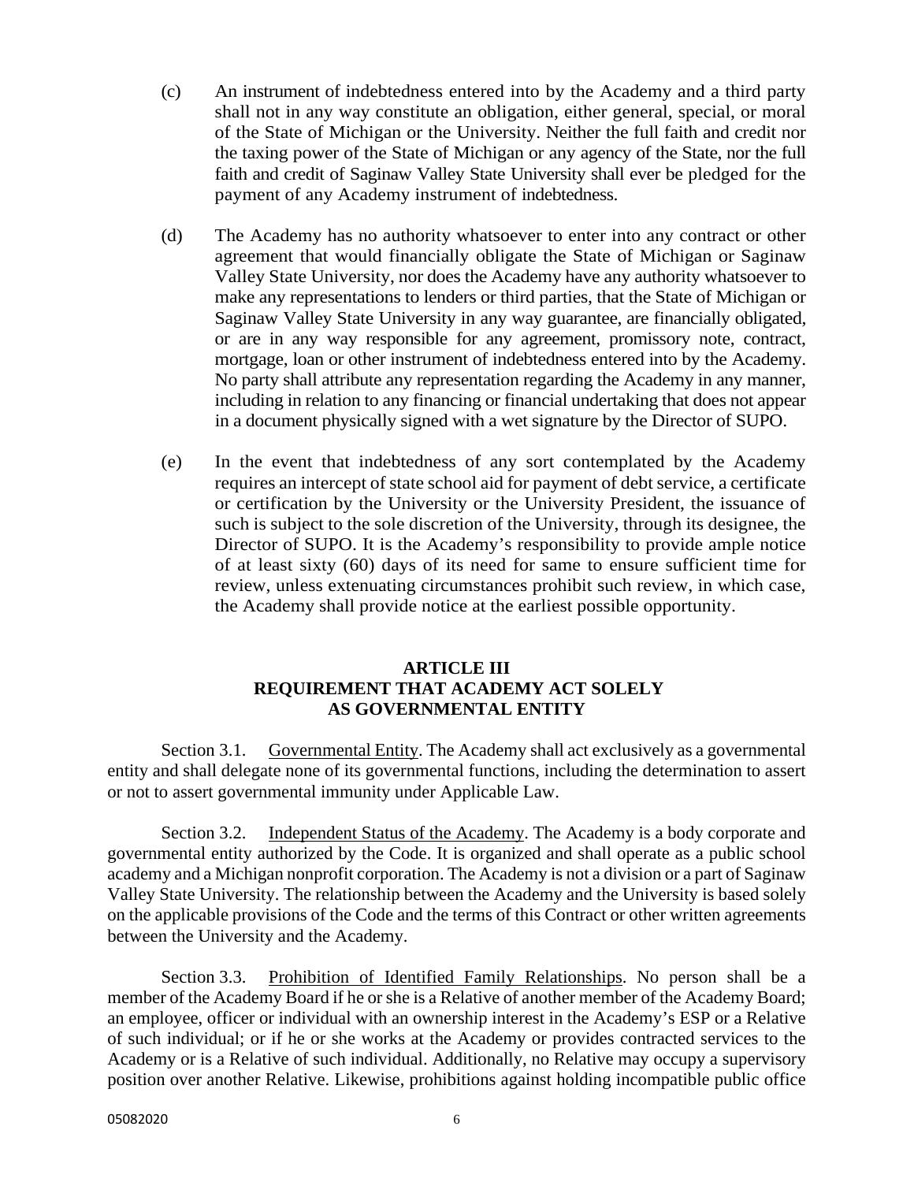(c) An instrument of indebtedness entered into by the Academy and a third party shall not in any way constitute an obligation, either general, special, or moral of the State of Michigan or the University. Neither the full faith and credit nor the taxing power of the State of Michigan or any agency of the State, nor the full faith and credit of Saginaw Valley State University shall ever be pledged for the payment of any Academy instrument of indebtedness.

(d) The Academy has no authority whatsoever to enter into any contract or other agreement that would financially obligate the State of Michigan or Saginaw Valley State University, nor does the Academy have any authority whatsoever to make any representations to lenders or third parties, that the State of Michigan or Saginaw Valley State University in any way guarantee, are financially obligated, or are in any way responsible for any agreement, promissory note, contract, mortgage, loan or other instrument of indebtedness entered into by the Academy. No party shall attribute any representation regarding the Academy in any manner, including in relation to any financing or financial undertaking that does not appear in a document physically signed with a wet signature by the Director of SUPO.

(e) In the event that indebtedness of any sort contemplated by the Academy requires an intercept of state school aid for payment of debt service, a certificate or certification by the University or the University President, the issuance of such is subject to the sole discretion of the University, through its designee, the Director of SUPO. It is the Academy's responsibility to provide ample notice of at least sixty (60) days of its need for same to ensure sufficient time for review, unless extenuating circumstances prohibit such review, in which case, the Academy shall provide notice at the earliest possible opportunity.

## ARTICLE III
## REQUIREMENT THAT ACADEMY ACT SOLELY AS GOVERNMENTAL ENTITY

Section 3.1. Governmental Entity. The Academy shall act exclusively as a governmental entity and shall delegate none of its governmental functions, including the determination to assert or not to assert governmental immunity under Applicable Law.

Section 3.2. Independent Status of the Academy. The Academy is a body corporate and governmental entity authorized by the Code. It is organized and shall operate as a public school academy and a Michigan nonprofit corporation. The Academy is not a division or a part of Saginaw Valley State University. The relationship between the Academy and the University is based solely on the applicable provisions of the Code and the terms of this Contract or other written agreements between the University and the Academy.

Section 3.3. Prohibition of Identified Family Relationships. No person shall be a member of the Academy Board if he or she is a Relative of another member of the Academy Board; an employee, officer or individual with an ownership interest in the Academy's ESP or a Relative of such individual; or if he or she works at the Academy or provides contracted services to the Academy or is a Relative of such individual. Additionally, no Relative may occupy a supervisory position over another Relative. Likewise, prohibitions against holding incompatible public office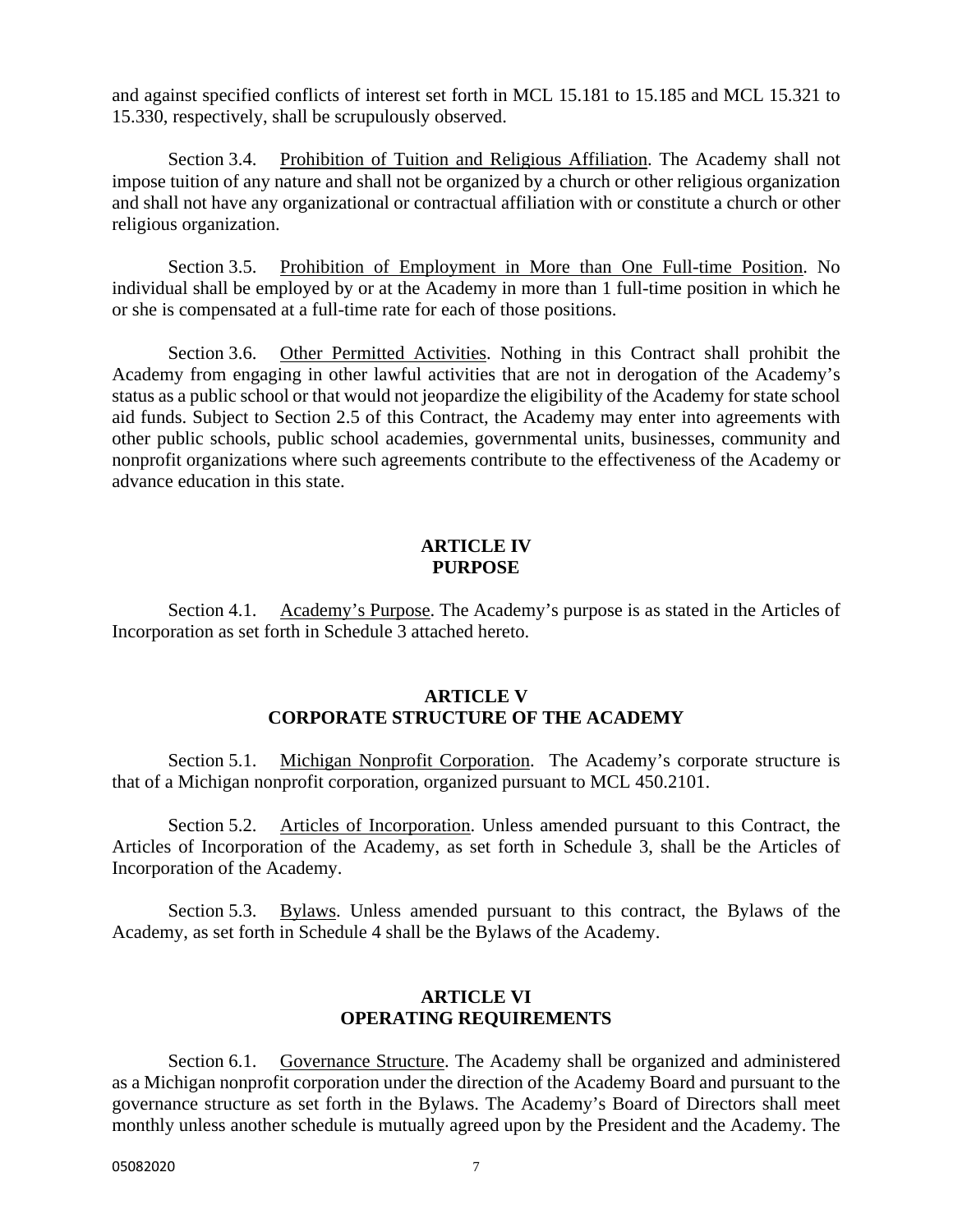and against specified conflicts of interest set forth in MCL 15.181 to 15.185 and MCL 15.321 to 15.330, respectively, shall be scrupulously observed.

Section 3.4. Prohibition of Tuition and Religious Affiliation. The Academy shall not impose tuition of any nature and shall not be organized by a church or other religious organization and shall not have any organizational or contractual affiliation with or constitute a church or other religious organization.

Section 3.5. Prohibition of Employment in More than One Full-time Position. No individual shall be employed by or at the Academy in more than 1 full-time position in which he or she is compensated at a full-time rate for each of those positions.

Section 3.6. Other Permitted Activities. Nothing in this Contract shall prohibit the Academy from engaging in other lawful activities that are not in derogation of the Academy's status as a public school or that would not jeopardize the eligibility of the Academy for state school aid funds. Subject to Section 2.5 of this Contract, the Academy may enter into agreements with other public schools, public school academies, governmental units, businesses, community and nonprofit organizations where such agreements contribute to the effectiveness of the Academy or advance education in this state.

## ARTICLE IV
## PURPOSE

Section 4.1. Academy's Purpose. The Academy's purpose is as stated in the Articles of Incorporation as set forth in Schedule 3 attached hereto.

## ARTICLE V
## CORPORATE STRUCTURE OF THE ACADEMY

Section 5.1. Michigan Nonprofit Corporation. The Academy's corporate structure is that of a Michigan nonprofit corporation, organized pursuant to MCL 450.2101.

Section 5.2. Articles of Incorporation. Unless amended pursuant to this Contract, the Articles of Incorporation of the Academy, as set forth in Schedule 3, shall be the Articles of Incorporation of the Academy.

Section 5.3. Bylaws. Unless amended pursuant to this contract, the Bylaws of the Academy, as set forth in Schedule 4 shall be the Bylaws of the Academy.

## ARTICLE VI
## OPERATING REQUIREMENTS

Section 6.1. Governance Structure. The Academy shall be organized and administered as a Michigan nonprofit corporation under the direction of the Academy Board and pursuant to the governance structure as set forth in the Bylaws. The Academy's Board of Directors shall meet monthly unless another schedule is mutually agreed upon by the President and the Academy. The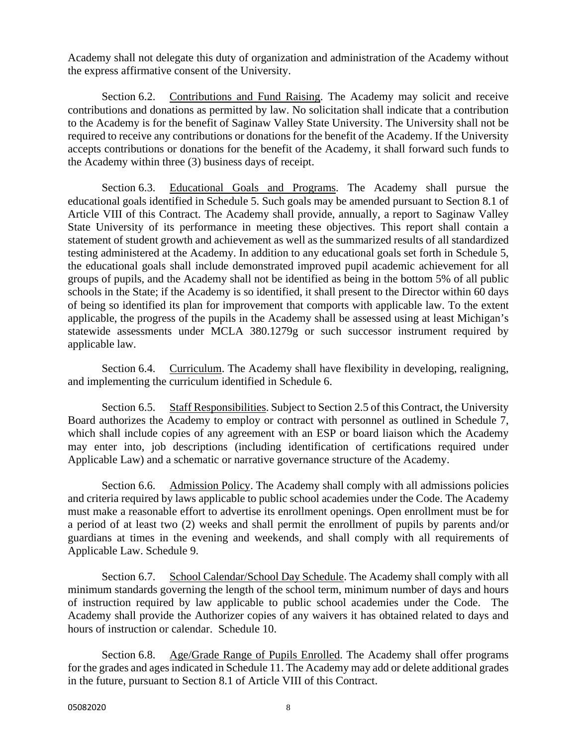Academy shall not delegate this duty of organization and administration of the Academy without the express affirmative consent of the University.

Section 6.2. Contributions and Fund Raising. The Academy may solicit and receive contributions and donations as permitted by law. No solicitation shall indicate that a contribution to the Academy is for the benefit of Saginaw Valley State University. The University shall not be required to receive any contributions or donations for the benefit of the Academy. If the University accepts contributions or donations for the benefit of the Academy, it shall forward such funds to the Academy within three (3) business days of receipt.

Section 6.3. Educational Goals and Programs. The Academy shall pursue the educational goals identified in Schedule 5. Such goals may be amended pursuant to Section 8.1 of Article VIII of this Contract. The Academy shall provide, annually, a report to Saginaw Valley State University of its performance in meeting these objectives. This report shall contain a statement of student growth and achievement as well as the summarized results of all standardized testing administered at the Academy. In addition to any educational goals set forth in Schedule 5, the educational goals shall include demonstrated improved pupil academic achievement for all groups of pupils, and the Academy shall not be identified as being in the bottom 5% of all public schools in the State; if the Academy is so identified, it shall present to the Director within 60 days of being so identified its plan for improvement that comports with applicable law. To the extent applicable, the progress of the pupils in the Academy shall be assessed using at least Michigan's statewide assessments under MCLA 380.1279g or such successor instrument required by applicable law.

Section 6.4. Curriculum. The Academy shall have flexibility in developing, realigning, and implementing the curriculum identified in Schedule 6.

Section 6.5. Staff Responsibilities. Subject to Section 2.5 of this Contract, the University Board authorizes the Academy to employ or contract with personnel as outlined in Schedule 7, which shall include copies of any agreement with an ESP or board liaison which the Academy may enter into, job descriptions (including identification of certifications required under Applicable Law) and a schematic or narrative governance structure of the Academy.

Section 6.6. Admission Policy. The Academy shall comply with all admissions policies and criteria required by laws applicable to public school academies under the Code. The Academy must make a reasonable effort to advertise its enrollment openings. Open enrollment must be for a period of at least two (2) weeks and shall permit the enrollment of pupils by parents and/or guardians at times in the evening and weekends, and shall comply with all requirements of Applicable Law. Schedule 9.

Section 6.7. School Calendar/School Day Schedule. The Academy shall comply with all minimum standards governing the length of the school term, minimum number of days and hours of instruction required by law applicable to public school academies under the Code. The Academy shall provide the Authorizer copies of any waivers it has obtained related to days and hours of instruction or calendar. Schedule 10.

Section 6.8. Age/Grade Range of Pupils Enrolled. The Academy shall offer programs for the grades and ages indicated in Schedule 11. The Academy may add or delete additional grades in the future, pursuant to Section 8.1 of Article VIII of this Contract.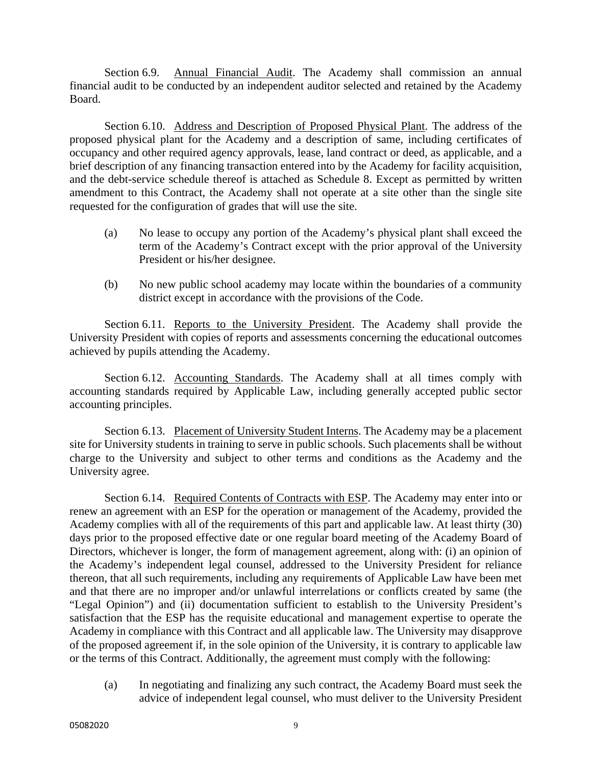Section 6.9. Annual Financial Audit. The Academy shall commission an annual financial audit to be conducted by an independent auditor selected and retained by the Academy Board.

Section 6.10. Address and Description of Proposed Physical Plant. The address of the proposed physical plant for the Academy and a description of same, including certificates of occupancy and other required agency approvals, lease, land contract or deed, as applicable, and a brief description of any financing transaction entered into by the Academy for facility acquisition, and the debt-service schedule thereof is attached as Schedule 8. Except as permitted by written amendment to this Contract, the Academy shall not operate at a site other than the single site requested for the configuration of grades that will use the site.

(a) No lease to occupy any portion of the Academy's physical plant shall exceed the term of the Academy's Contract except with the prior approval of the University President or his/her designee.

(b) No new public school academy may locate within the boundaries of a community district except in accordance with the provisions of the Code.

Section 6.11. Reports to the University President. The Academy shall provide the University President with copies of reports and assessments concerning the educational outcomes achieved by pupils attending the Academy.

Section 6.12. Accounting Standards. The Academy shall at all times comply with accounting standards required by Applicable Law, including generally accepted public sector accounting principles.

Section 6.13. Placement of University Student Interns. The Academy may be a placement site for University students in training to serve in public schools. Such placements shall be without charge to the University and subject to other terms and conditions as the Academy and the University agree.

Section 6.14. Required Contents of Contracts with ESP. The Academy may enter into or renew an agreement with an ESP for the operation or management of the Academy, provided the Academy complies with all of the requirements of this part and applicable law. At least thirty (30) days prior to the proposed effective date or one regular board meeting of the Academy Board of Directors, whichever is longer, the form of management agreement, along with: (i) an opinion of the Academy's independent legal counsel, addressed to the University President for reliance thereon, that all such requirements, including any requirements of Applicable Law have been met and that there are no improper and/or unlawful interrelations or conflicts created by same (the "Legal Opinion") and (ii) documentation sufficient to establish to the University President's satisfaction that the ESP has the requisite educational and management expertise to operate the Academy in compliance with this Contract and all applicable law. The University may disapprove of the proposed agreement if, in the sole opinion of the University, it is contrary to applicable law or the terms of this Contract. Additionally, the agreement must comply with the following:

(a) In negotiating and finalizing any such contract, the Academy Board must seek the advice of independent legal counsel, who must deliver to the University President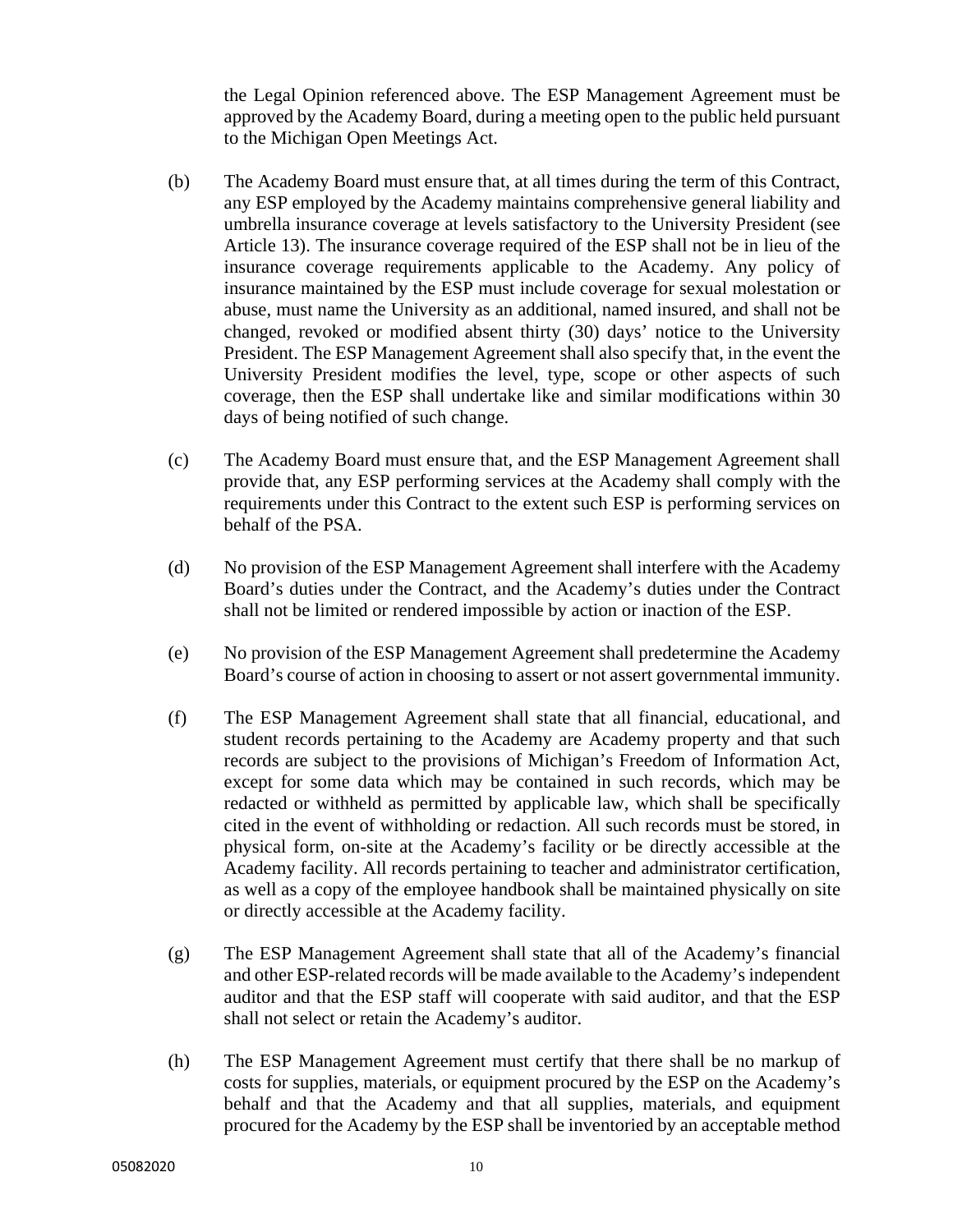the Legal Opinion referenced above. The ESP Management Agreement must be approved by the Academy Board, during a meeting open to the public held pursuant to the Michigan Open Meetings Act.

(b) The Academy Board must ensure that, at all times during the term of this Contract, any ESP employed by the Academy maintains comprehensive general liability and umbrella insurance coverage at levels satisfactory to the University President (see Article 13). The insurance coverage required of the ESP shall not be in lieu of the insurance coverage requirements applicable to the Academy. Any policy of insurance maintained by the ESP must include coverage for sexual molestation or abuse, must name the University as an additional, named insured, and shall not be changed, revoked or modified absent thirty (30) days' notice to the University President. The ESP Management Agreement shall also specify that, in the event the University President modifies the level, type, scope or other aspects of such coverage, then the ESP shall undertake like and similar modifications within 30 days of being notified of such change.

(c) The Academy Board must ensure that, and the ESP Management Agreement shall provide that, any ESP performing services at the Academy shall comply with the requirements under this Contract to the extent such ESP is performing services on behalf of the PSA.

(d) No provision of the ESP Management Agreement shall interfere with the Academy Board's duties under the Contract, and the Academy's duties under the Contract shall not be limited or rendered impossible by action or inaction of the ESP.

(e) No provision of the ESP Management Agreement shall predetermine the Academy Board's course of action in choosing to assert or not assert governmental immunity.

(f) The ESP Management Agreement shall state that all financial, educational, and student records pertaining to the Academy are Academy property and that such records are subject to the provisions of Michigan's Freedom of Information Act, except for some data which may be contained in such records, which may be redacted or withheld as permitted by applicable law, which shall be specifically cited in the event of withholding or redaction. All such records must be stored, in physical form, on-site at the Academy's facility or be directly accessible at the Academy facility. All records pertaining to teacher and administrator certification, as well as a copy of the employee handbook shall be maintained physically on site or directly accessible at the Academy facility.

(g) The ESP Management Agreement shall state that all of the Academy's financial and other ESP-related records will be made available to the Academy's independent auditor and that the ESP staff will cooperate with said auditor, and that the ESP shall not select or retain the Academy's auditor.

(h) The ESP Management Agreement must certify that there shall be no markup of costs for supplies, materials, or equipment procured by the ESP on the Academy's behalf and that the Academy and that all supplies, materials, and equipment procured for the Academy by the ESP shall be inventoried by an acceptable method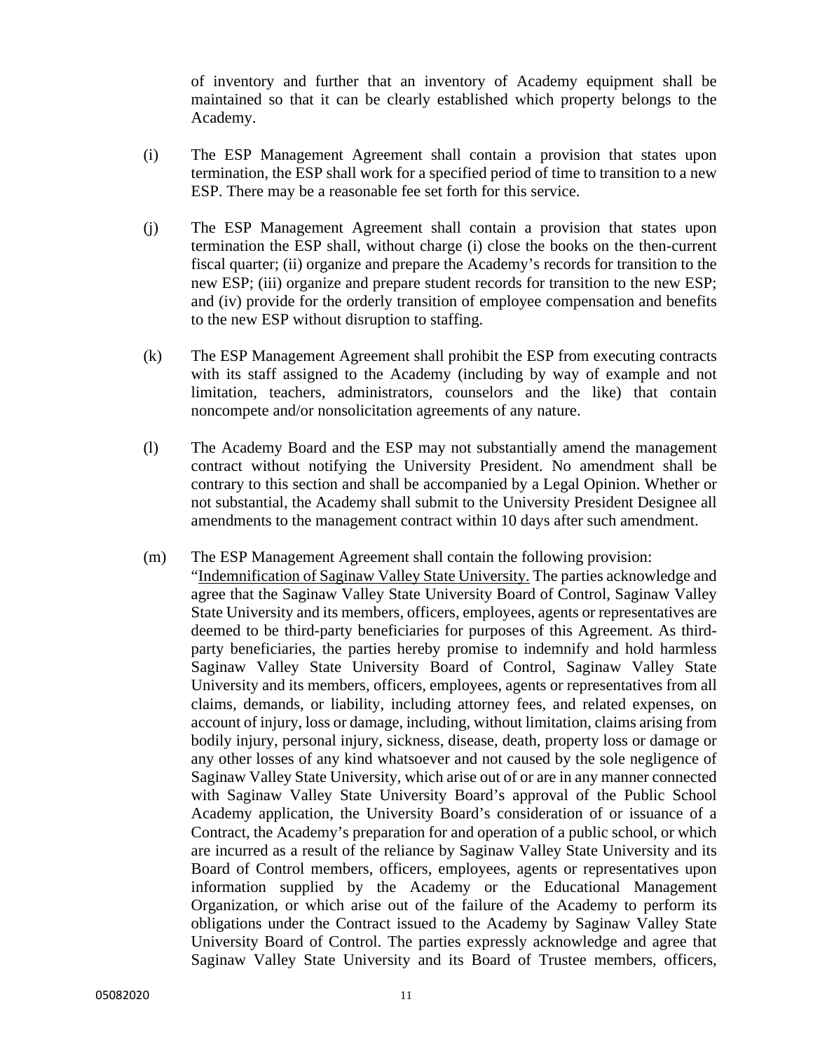of inventory and further that an inventory of Academy equipment shall be maintained so that it can be clearly established which property belongs to the Academy.

(i) The ESP Management Agreement shall contain a provision that states upon termination, the ESP shall work for a specified period of time to transition to a new ESP. There may be a reasonable fee set forth for this service.

(j) The ESP Management Agreement shall contain a provision that states upon termination the ESP shall, without charge (i) close the books on the then-current fiscal quarter; (ii) organize and prepare the Academy's records for transition to the new ESP; (iii) organize and prepare student records for transition to the new ESP; and (iv) provide for the orderly transition of employee compensation and benefits to the new ESP without disruption to staffing.

(k) The ESP Management Agreement shall prohibit the ESP from executing contracts with its staff assigned to the Academy (including by way of example and not limitation, teachers, administrators, counselors and the like) that contain noncompete and/or nonsolicitation agreements of any nature.

(l) The Academy Board and the ESP may not substantially amend the management contract without notifying the University President. No amendment shall be contrary to this section and shall be accompanied by a Legal Opinion. Whether or not substantial, the Academy shall submit to the University President Designee all amendments to the management contract within 10 days after such amendment.

(m) The ESP Management Agreement shall contain the following provision: "Indemnification of Saginaw Valley State University. The parties acknowledge and agree that the Saginaw Valley State University Board of Control, Saginaw Valley State University and its members, officers, employees, agents or representatives are deemed to be third-party beneficiaries for purposes of this Agreement. As third-party beneficiaries, the parties hereby promise to indemnify and hold harmless Saginaw Valley State University Board of Control, Saginaw Valley State University and its members, officers, employees, agents or representatives from all claims, demands, or liability, including attorney fees, and related expenses, on account of injury, loss or damage, including, without limitation, claims arising from bodily injury, personal injury, sickness, disease, death, property loss or damage or any other losses of any kind whatsoever and not caused by the sole negligence of Saginaw Valley State University, which arise out of or are in any manner connected with Saginaw Valley State University Board's approval of the Public School Academy application, the University Board's consideration of or issuance of a Contract, the Academy's preparation for and operation of a public school, or which are incurred as a result of the reliance by Saginaw Valley State University and its Board of Control members, officers, employees, agents or representatives upon information supplied by the Academy or the Educational Management Organization, or which arise out of the failure of the Academy to perform its obligations under the Contract issued to the Academy by Saginaw Valley State University Board of Control. The parties expressly acknowledge and agree that Saginaw Valley State University and its Board of Trustee members, officers,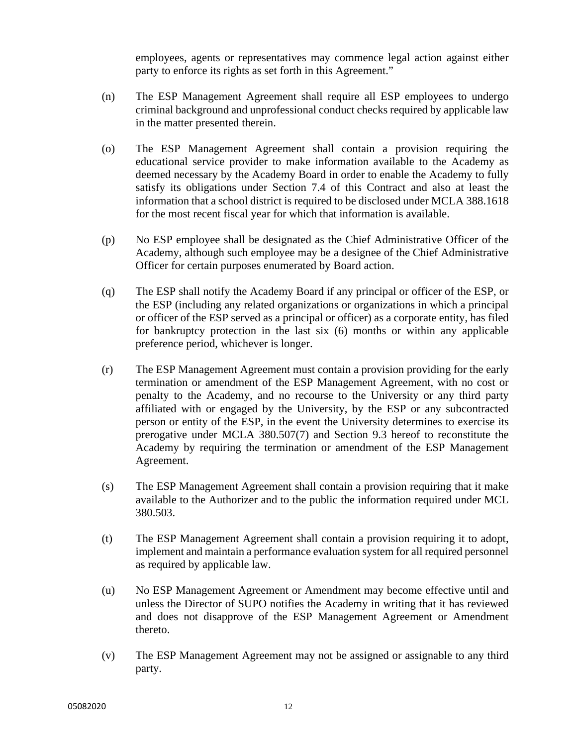employees, agents or representatives may commence legal action against either party to enforce its rights as set forth in this Agreement."

(n) The ESP Management Agreement shall require all ESP employees to undergo criminal background and unprofessional conduct checks required by applicable law in the matter presented therein.

(o) The ESP Management Agreement shall contain a provision requiring the educational service provider to make information available to the Academy as deemed necessary by the Academy Board in order to enable the Academy to fully satisfy its obligations under Section 7.4 of this Contract and also at least the information that a school district is required to be disclosed under MCLA 388.1618 for the most recent fiscal year for which that information is available.

(p) No ESP employee shall be designated as the Chief Administrative Officer of the Academy, although such employee may be a designee of the Chief Administrative Officer for certain purposes enumerated by Board action.

(q) The ESP shall notify the Academy Board if any principal or officer of the ESP, or the ESP (including any related organizations or organizations in which a principal or officer of the ESP served as a principal or officer) as a corporate entity, has filed for bankruptcy protection in the last six (6) months or within any applicable preference period, whichever is longer.

(r) The ESP Management Agreement must contain a provision providing for the early termination or amendment of the ESP Management Agreement, with no cost or penalty to the Academy, and no recourse to the University or any third party affiliated with or engaged by the University, by the ESP or any subcontracted person or entity of the ESP, in the event the University determines to exercise its prerogative under MCLA 380.507(7) and Section 9.3 hereof to reconstitute the Academy by requiring the termination or amendment of the ESP Management Agreement.

(s) The ESP Management Agreement shall contain a provision requiring that it make available to the Authorizer and to the public the information required under MCL 380.503.

(t) The ESP Management Agreement shall contain a provision requiring it to adopt, implement and maintain a performance evaluation system for all required personnel as required by applicable law.

(u) No ESP Management Agreement or Amendment may become effective until and unless the Director of SUPO notifies the Academy in writing that it has reviewed and does not disapprove of the ESP Management Agreement or Amendment thereto.

(v) The ESP Management Agreement may not be assigned or assignable to any third party.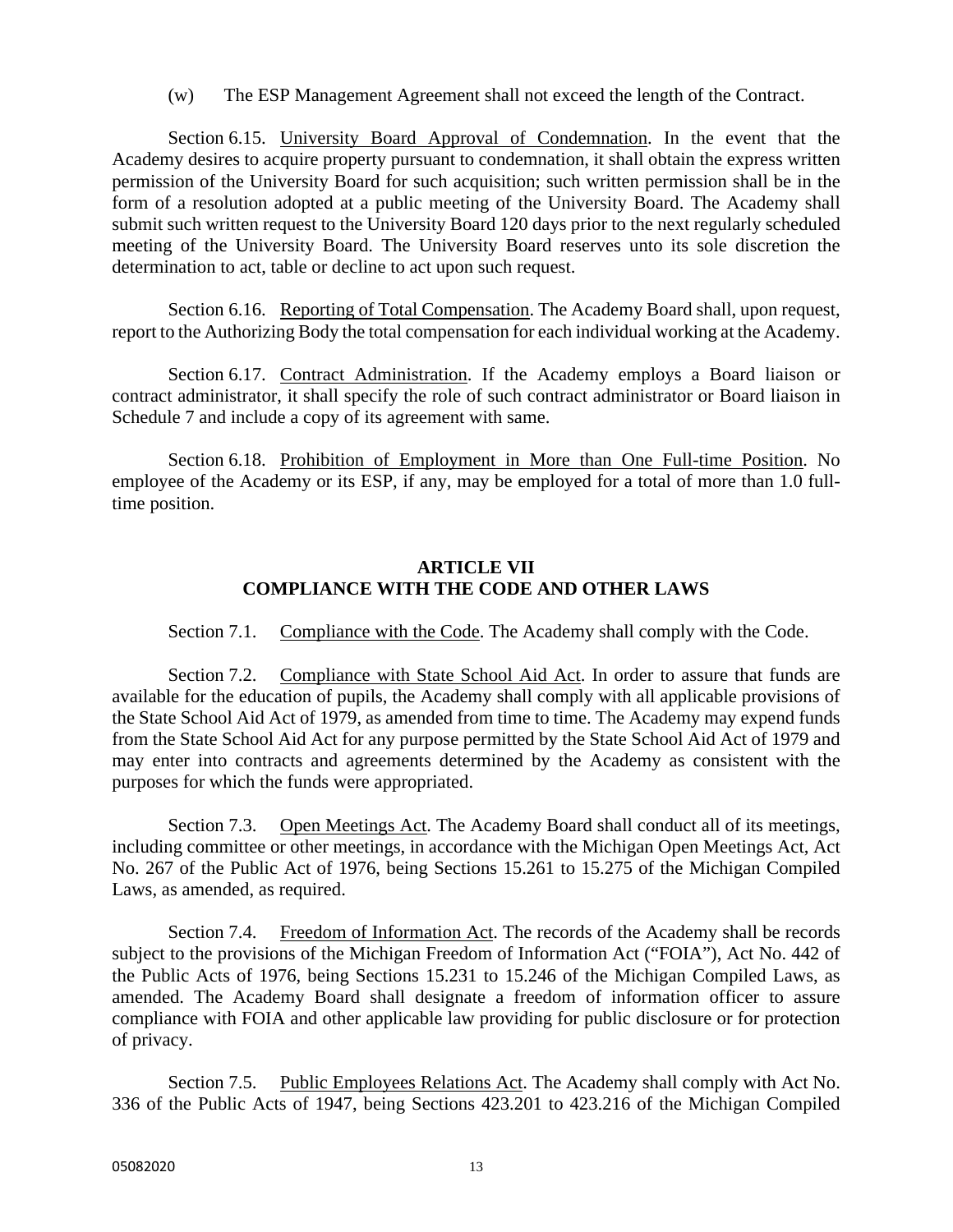(w) The ESP Management Agreement shall not exceed the length of the Contract.

Section 6.15. University Board Approval of Condemnation. In the event that the Academy desires to acquire property pursuant to condemnation, it shall obtain the express written permission of the University Board for such acquisition; such written permission shall be in the form of a resolution adopted at a public meeting of the University Board. The Academy shall submit such written request to the University Board 120 days prior to the next regularly scheduled meeting of the University Board. The University Board reserves unto its sole discretion the determination to act, table or decline to act upon such request.

Section 6.16. Reporting of Total Compensation. The Academy Board shall, upon request, report to the Authorizing Body the total compensation for each individual working at the Academy.

Section 6.17. Contract Administration. If the Academy employs a Board liaison or contract administrator, it shall specify the role of such contract administrator or Board liaison in Schedule 7 and include a copy of its agreement with same.

Section 6.18. Prohibition of Employment in More than One Full-time Position. No employee of the Academy or its ESP, if any, may be employed for a total of more than 1.0 full-time position.

## ARTICLE VII
## COMPLIANCE WITH THE CODE AND OTHER LAWS

Section 7.1. Compliance with the Code. The Academy shall comply with the Code.

Section 7.2. Compliance with State School Aid Act. In order to assure that funds are available for the education of pupils, the Academy shall comply with all applicable provisions of the State School Aid Act of 1979, as amended from time to time. The Academy may expend funds from the State School Aid Act for any purpose permitted by the State School Aid Act of 1979 and may enter into contracts and agreements determined by the Academy as consistent with the purposes for which the funds were appropriated.

Section 7.3. Open Meetings Act. The Academy Board shall conduct all of its meetings, including committee or other meetings, in accordance with the Michigan Open Meetings Act, Act No. 267 of the Public Act of 1976, being Sections 15.261 to 15.275 of the Michigan Compiled Laws, as amended, as required.

Section 7.4. Freedom of Information Act. The records of the Academy shall be records subject to the provisions of the Michigan Freedom of Information Act ("FOIA"), Act No. 442 of the Public Acts of 1976, being Sections 15.231 to 15.246 of the Michigan Compiled Laws, as amended. The Academy Board shall designate a freedom of information officer to assure compliance with FOIA and other applicable law providing for public disclosure or for protection of privacy.

Section 7.5. Public Employees Relations Act. The Academy shall comply with Act No. 336 of the Public Acts of 1947, being Sections 423.201 to 423.216 of the Michigan Compiled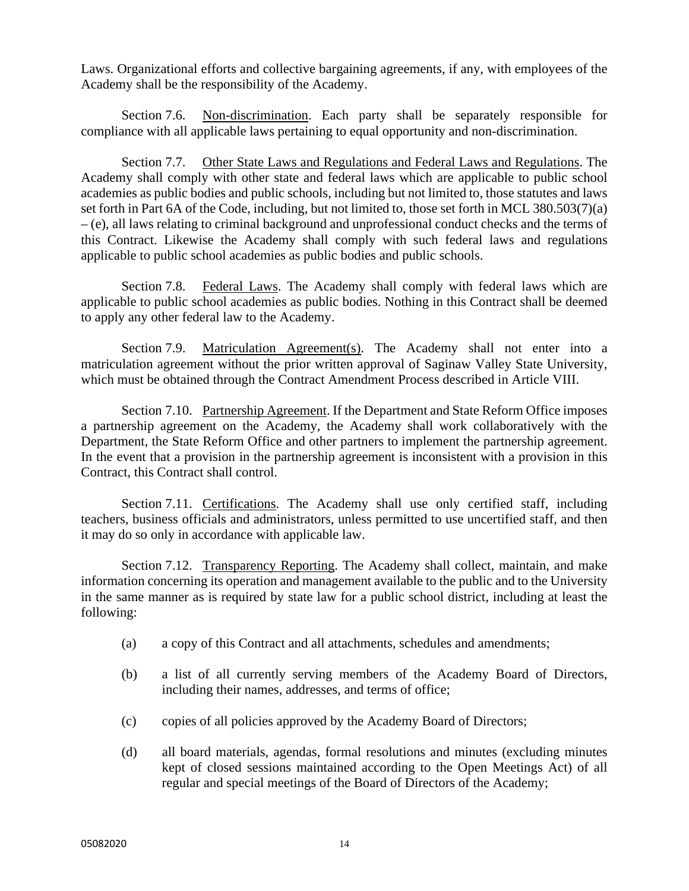Laws. Organizational efforts and collective bargaining agreements, if any, with employees of the Academy shall be the responsibility of the Academy.

Section 7.6. Non-discrimination. Each party shall be separately responsible for compliance with all applicable laws pertaining to equal opportunity and non-discrimination.

Section 7.7. Other State Laws and Regulations and Federal Laws and Regulations. The Academy shall comply with other state and federal laws which are applicable to public school academies as public bodies and public schools, including but not limited to, those statutes and laws set forth in Part 6A of the Code, including, but not limited to, those set forth in MCL 380.503(7)(a) – (e), all laws relating to criminal background and unprofessional conduct checks and the terms of this Contract. Likewise the Academy shall comply with such federal laws and regulations applicable to public school academies as public bodies and public schools.

Section 7.8. Federal Laws. The Academy shall comply with federal laws which are applicable to public school academies as public bodies. Nothing in this Contract shall be deemed to apply any other federal law to the Academy.

Section 7.9. Matriculation Agreement(s). The Academy shall not enter into a matriculation agreement without the prior written approval of Saginaw Valley State University, which must be obtained through the Contract Amendment Process described in Article VIII.

Section 7.10. Partnership Agreement. If the Department and State Reform Office imposes a partnership agreement on the Academy, the Academy shall work collaboratively with the Department, the State Reform Office and other partners to implement the partnership agreement. In the event that a provision in the partnership agreement is inconsistent with a provision in this Contract, this Contract shall control.

Section 7.11. Certifications. The Academy shall use only certified staff, including teachers, business officials and administrators, unless permitted to use uncertified staff, and then it may do so only in accordance with applicable law.

Section 7.12. Transparency Reporting. The Academy shall collect, maintain, and make information concerning its operation and management available to the public and to the University in the same manner as is required by state law for a public school district, including at least the following:

(a) a copy of this Contract and all attachments, schedules and amendments;

(b) a list of all currently serving members of the Academy Board of Directors, including their names, addresses, and terms of office;

(c) copies of all policies approved by the Academy Board of Directors;

(d) all board materials, agendas, formal resolutions and minutes (excluding minutes kept of closed sessions maintained according to the Open Meetings Act) of all regular and special meetings of the Board of Directors of the Academy;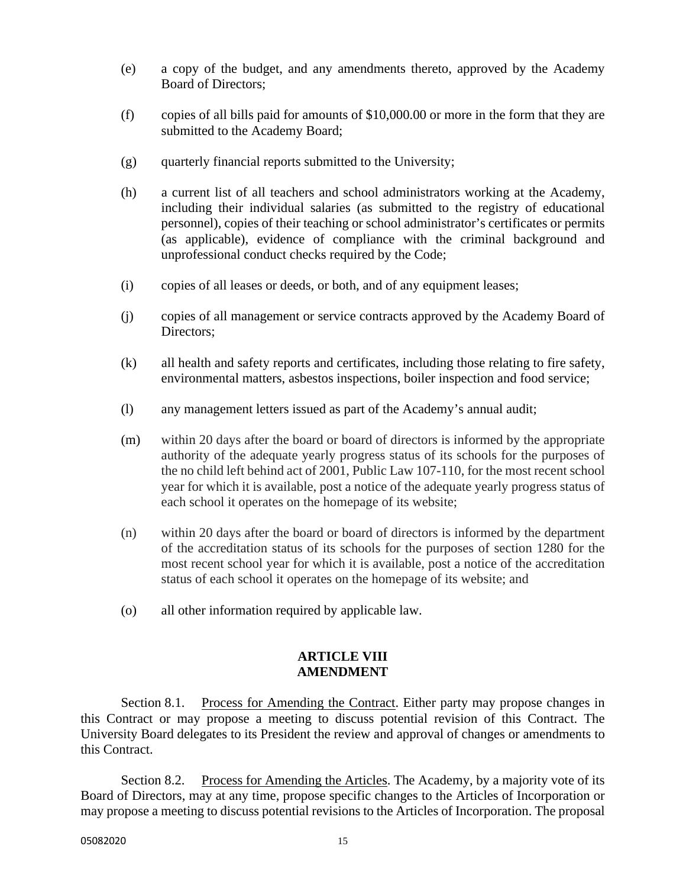(e) a copy of the budget, and any amendments thereto, approved by the Academy Board of Directors;

(f) copies of all bills paid for amounts of $10,000.00 or more in the form that they are submitted to the Academy Board;

(g) quarterly financial reports submitted to the University;

(h) a current list of all teachers and school administrators working at the Academy, including their individual salaries (as submitted to the registry of educational personnel), copies of their teaching or school administrator's certificates or permits (as applicable), evidence of compliance with the criminal background and unprofessional conduct checks required by the Code;

(i) copies of all leases or deeds, or both, and of any equipment leases;

(j) copies of all management or service contracts approved by the Academy Board of Directors;

(k) all health and safety reports and certificates, including those relating to fire safety, environmental matters, asbestos inspections, boiler inspection and food service;

(l) any management letters issued as part of the Academy's annual audit;

(m) within 20 days after the board or board of directors is informed by the appropriate authority of the adequate yearly progress status of its schools for the purposes of the no child left behind act of 2001, Public Law 107-110, for the most recent school year for which it is available, post a notice of the adequate yearly progress status of each school it operates on the homepage of its website;

(n) within 20 days after the board or board of directors is informed by the department of the accreditation status of its schools for the purposes of section 1280 for the most recent school year for which it is available, post a notice of the accreditation status of each school it operates on the homepage of its website; and

(o) all other information required by applicable law.

## ARTICLE VIII
## AMENDMENT

Section 8.1. Process for Amending the Contract. Either party may propose changes in this Contract or may propose a meeting to discuss potential revision of this Contract. The University Board delegates to its President the review and approval of changes or amendments to this Contract.

Section 8.2. Process for Amending the Articles. The Academy, by a majority vote of its Board of Directors, may at any time, propose specific changes to the Articles of Incorporation or may propose a meeting to discuss potential revisions to the Articles of Incorporation. The proposal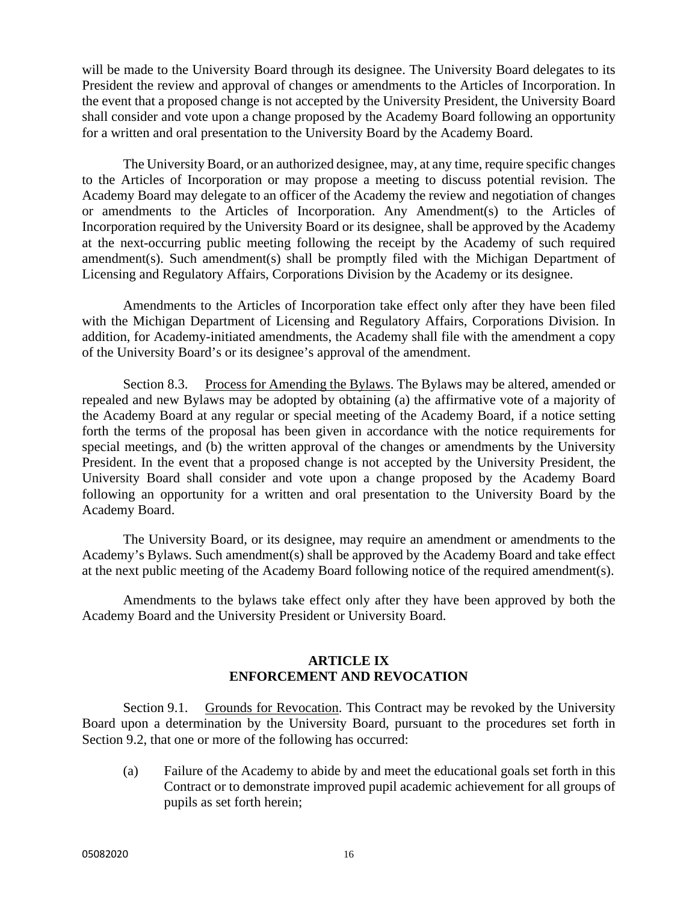will be made to the University Board through its designee. The University Board delegates to its President the review and approval of changes or amendments to the Articles of Incorporation. In the event that a proposed change is not accepted by the University President, the University Board shall consider and vote upon a change proposed by the Academy Board following an opportunity for a written and oral presentation to the University Board by the Academy Board.

The University Board, or an authorized designee, may, at any time, require specific changes to the Articles of Incorporation or may propose a meeting to discuss potential revision. The Academy Board may delegate to an officer of the Academy the review and negotiation of changes or amendments to the Articles of Incorporation. Any Amendment(s) to the Articles of Incorporation required by the University Board or its designee, shall be approved by the Academy at the next-occurring public meeting following the receipt by the Academy of such required amendment(s). Such amendment(s) shall be promptly filed with the Michigan Department of Licensing and Regulatory Affairs, Corporations Division by the Academy or its designee.

Amendments to the Articles of Incorporation take effect only after they have been filed with the Michigan Department of Licensing and Regulatory Affairs, Corporations Division. In addition, for Academy-initiated amendments, the Academy shall file with the amendment a copy of the University Board's or its designee's approval of the amendment.

Section 8.3. Process for Amending the Bylaws. The Bylaws may be altered, amended or repealed and new Bylaws may be adopted by obtaining (a) the affirmative vote of a majority of the Academy Board at any regular or special meeting of the Academy Board, if a notice setting forth the terms of the proposal has been given in accordance with the notice requirements for special meetings, and (b) the written approval of the changes or amendments by the University President. In the event that a proposed change is not accepted by the University President, the University Board shall consider and vote upon a change proposed by the Academy Board following an opportunity for a written and oral presentation to the University Board by the Academy Board.

The University Board, or its designee, may require an amendment or amendments to the Academy's Bylaws. Such amendment(s) shall be approved by the Academy Board and take effect at the next public meeting of the Academy Board following notice of the required amendment(s).

Amendments to the bylaws take effect only after they have been approved by both the Academy Board and the University President or University Board.

## ARTICLE IX
## ENFORCEMENT AND REVOCATION

Section 9.1. Grounds for Revocation. This Contract may be revoked by the University Board upon a determination by the University Board, pursuant to the procedures set forth in Section 9.2, that one or more of the following has occurred:

(a) Failure of the Academy to abide by and meet the educational goals set forth in this Contract or to demonstrate improved pupil academic achievement for all groups of pupils as set forth herein;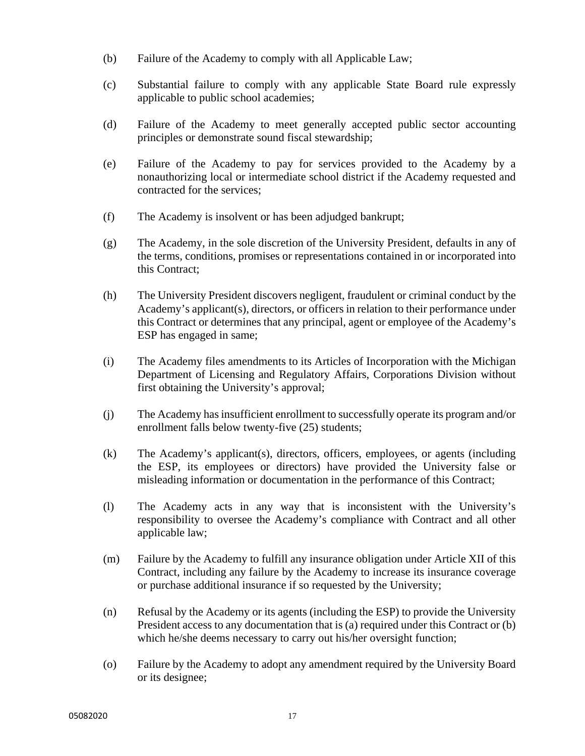(b) Failure of the Academy to comply with all Applicable Law;

(c) Substantial failure to comply with any applicable State Board rule expressly applicable to public school academies;

(d) Failure of the Academy to meet generally accepted public sector accounting principles or demonstrate sound fiscal stewardship;

(e) Failure of the Academy to pay for services provided to the Academy by a nonauthorizing local or intermediate school district if the Academy requested and contracted for the services;

(f) The Academy is insolvent or has been adjudged bankrupt;

(g) The Academy, in the sole discretion of the University President, defaults in any of the terms, conditions, promises or representations contained in or incorporated into this Contract;

(h) The University President discovers negligent, fraudulent or criminal conduct by the Academy's applicant(s), directors, or officers in relation to their performance under this Contract or determines that any principal, agent or employee of the Academy's ESP has engaged in same;

(i) The Academy files amendments to its Articles of Incorporation with the Michigan Department of Licensing and Regulatory Affairs, Corporations Division without first obtaining the University's approval;

(j) The Academy has insufficient enrollment to successfully operate its program and/or enrollment falls below twenty-five (25) students;

(k) The Academy's applicant(s), directors, officers, employees, or agents (including the ESP, its employees or directors) have provided the University false or misleading information or documentation in the performance of this Contract;

(l) The Academy acts in any way that is inconsistent with the University's responsibility to oversee the Academy's compliance with Contract and all other applicable law;

(m) Failure by the Academy to fulfill any insurance obligation under Article XII of this Contract, including any failure by the Academy to increase its insurance coverage or purchase additional insurance if so requested by the University;

(n) Refusal by the Academy or its agents (including the ESP) to provide the University President access to any documentation that is (a) required under this Contract or (b) which he/she deems necessary to carry out his/her oversight function;

(o) Failure by the Academy to adopt any amendment required by the University Board or its designee;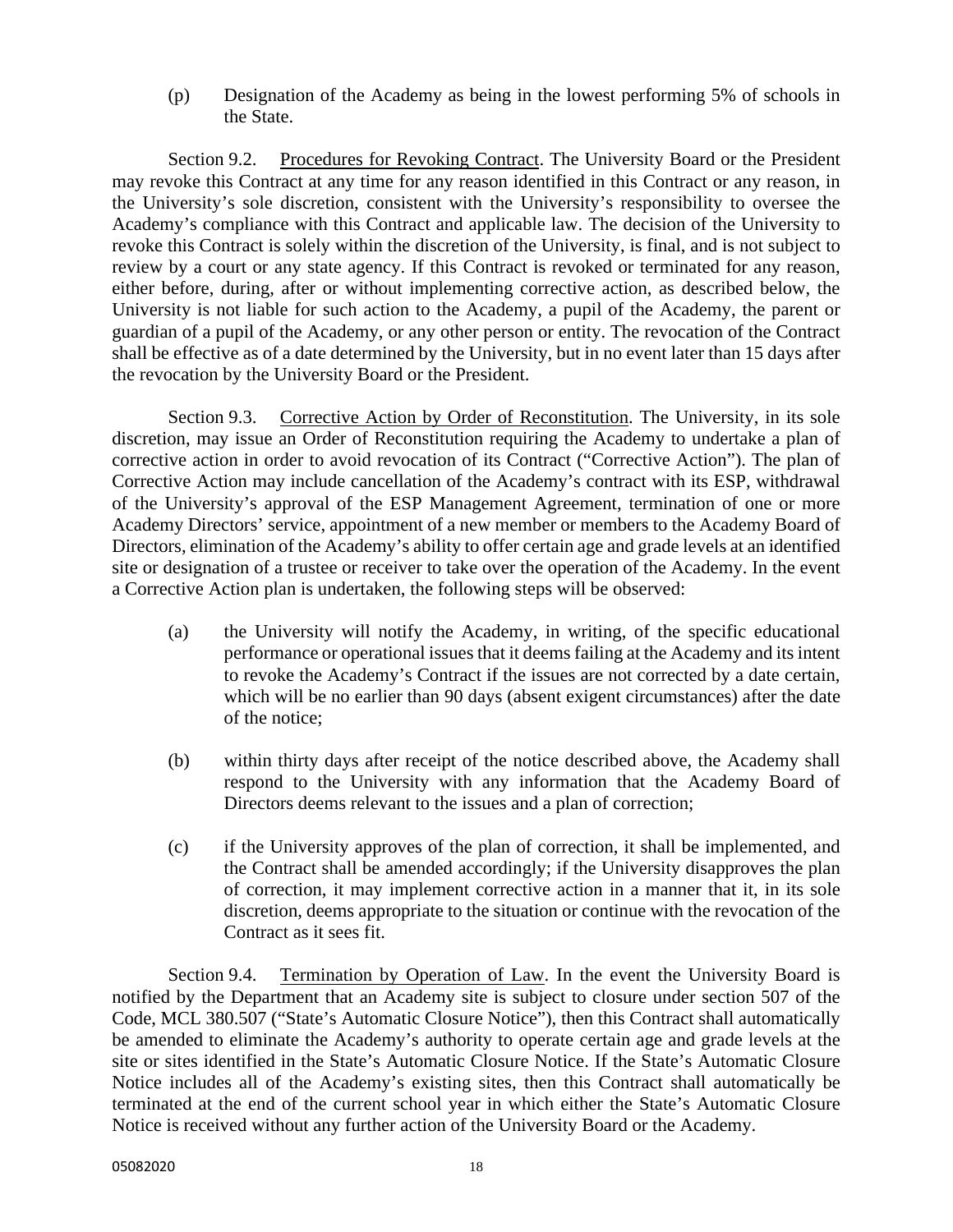(p) Designation of the Academy as being in the lowest performing 5% of schools in the State.

Section 9.2. Procedures for Revoking Contract. The University Board or the President may revoke this Contract at any time for any reason identified in this Contract or any reason, in the University's sole discretion, consistent with the University's responsibility to oversee the Academy's compliance with this Contract and applicable law. The decision of the University to revoke this Contract is solely within the discretion of the University, is final, and is not subject to review by a court or any state agency. If this Contract is revoked or terminated for any reason, either before, during, after or without implementing corrective action, as described below, the University is not liable for such action to the Academy, a pupil of the Academy, the parent or guardian of a pupil of the Academy, or any other person or entity. The revocation of the Contract shall be effective as of a date determined by the University, but in no event later than 15 days after the revocation by the University Board or the President.

Section 9.3. Corrective Action by Order of Reconstitution. The University, in its sole discretion, may issue an Order of Reconstitution requiring the Academy to undertake a plan of corrective action in order to avoid revocation of its Contract ("Corrective Action"). The plan of Corrective Action may include cancellation of the Academy's contract with its ESP, withdrawal of the University's approval of the ESP Management Agreement, termination of one or more Academy Directors' service, appointment of a new member or members to the Academy Board of Directors, elimination of the Academy's ability to offer certain age and grade levels at an identified site or designation of a trustee or receiver to take over the operation of the Academy. In the event a Corrective Action plan is undertaken, the following steps will be observed:

(a) the University will notify the Academy, in writing, of the specific educational performance or operational issues that it deems failing at the Academy and its intent to revoke the Academy's Contract if the issues are not corrected by a date certain, which will be no earlier than 90 days (absent exigent circumstances) after the date of the notice;

(b) within thirty days after receipt of the notice described above, the Academy shall respond to the University with any information that the Academy Board of Directors deems relevant to the issues and a plan of correction;

(c) if the University approves of the plan of correction, it shall be implemented, and the Contract shall be amended accordingly; if the University disapproves the plan of correction, it may implement corrective action in a manner that it, in its sole discretion, deems appropriate to the situation or continue with the revocation of the Contract as it sees fit.

Section 9.4. Termination by Operation of Law. In the event the University Board is notified by the Department that an Academy site is subject to closure under section 507 of the Code, MCL 380.507 ("State's Automatic Closure Notice"), then this Contract shall automatically be amended to eliminate the Academy's authority to operate certain age and grade levels at the site or sites identified in the State's Automatic Closure Notice. If the State's Automatic Closure Notice includes all of the Academy's existing sites, then this Contract shall automatically be terminated at the end of the current school year in which either the State's Automatic Closure Notice is received without any further action of the University Board or the Academy.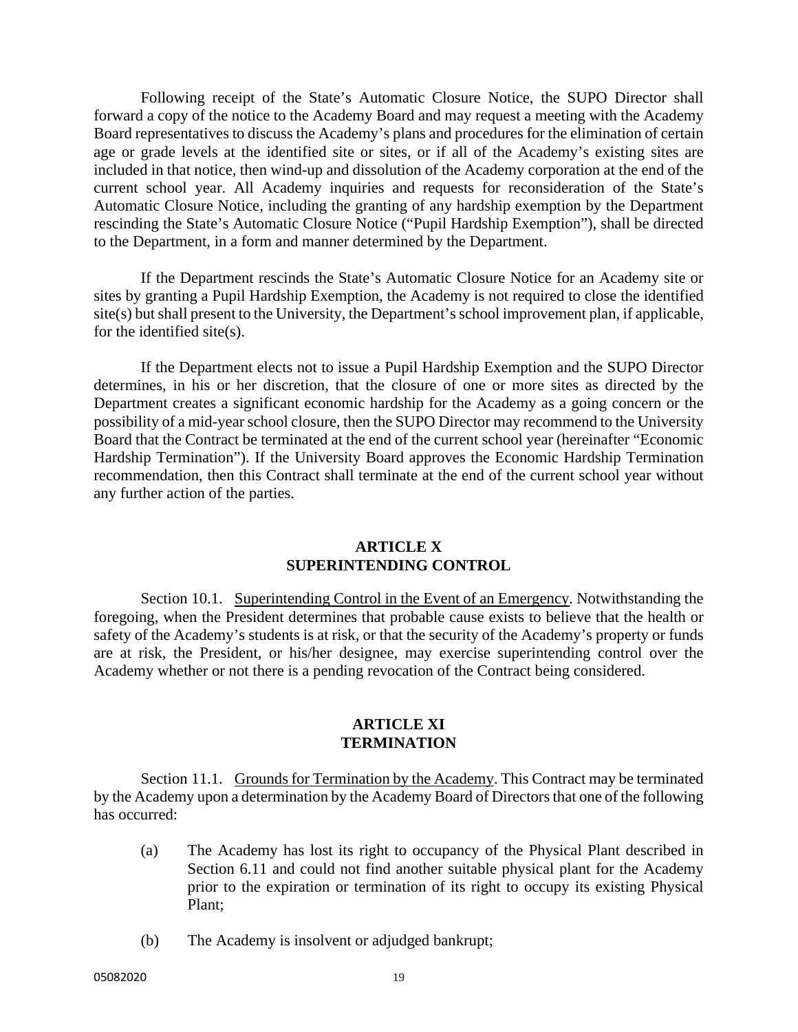Following receipt of the State's Automatic Closure Notice, the SUPO Director shall forward a copy of the notice to the Academy Board and may request a meeting with the Academy Board representatives to discuss the Academy's plans and procedures for the elimination of certain age or grade levels at the identified site or sites, or if all of the Academy's existing sites are included in that notice, then wind-up and dissolution of the Academy corporation at the end of the current school year. All Academy inquiries and requests for reconsideration of the State's Automatic Closure Notice, including the granting of any hardship exemption by the Department rescinding the State's Automatic Closure Notice ("Pupil Hardship Exemption"), shall be directed to the Department, in a form and manner determined by the Department.

If the Department rescinds the State's Automatic Closure Notice for an Academy site or sites by granting a Pupil Hardship Exemption, the Academy is not required to close the identified site(s) but shall present to the University, the Department's school improvement plan, if applicable, for the identified site(s).

If the Department elects not to issue a Pupil Hardship Exemption and the SUPO Director determines, in his or her discretion, that the closure of one or more sites as directed by the Department creates a significant economic hardship for the Academy as a going concern or the possibility of a mid-year school closure, then the SUPO Director may recommend to the University Board that the Contract be terminated at the end of the current school year (hereinafter "Economic Hardship Termination"). If the University Board approves the Economic Hardship Termination recommendation, then this Contract shall terminate at the end of the current school year without any further action of the parties.

## ARTICLE X
## SUPERINTENDING CONTROL

Section 10.1. Superintending Control in the Event of an Emergency. Notwithstanding the foregoing, when the President determines that probable cause exists to believe that the health or safety of the Academy's students is at risk, or that the security of the Academy's property or funds are at risk, the President, or his/her designee, may exercise superintending control over the Academy whether or not there is a pending revocation of the Contract being considered.

## ARTICLE XI
## TERMINATION

Section 11.1. Grounds for Termination by the Academy. This Contract may be terminated by the Academy upon a determination by the Academy Board of Directors that one of the following has occurred:

(a) The Academy has lost its right to occupancy of the Physical Plant described in Section 6.11 and could not find another suitable physical plant for the Academy prior to the expiration or termination of its right to occupy its existing Physical Plant;

(b) The Academy is insolvent or adjudged bankrupt;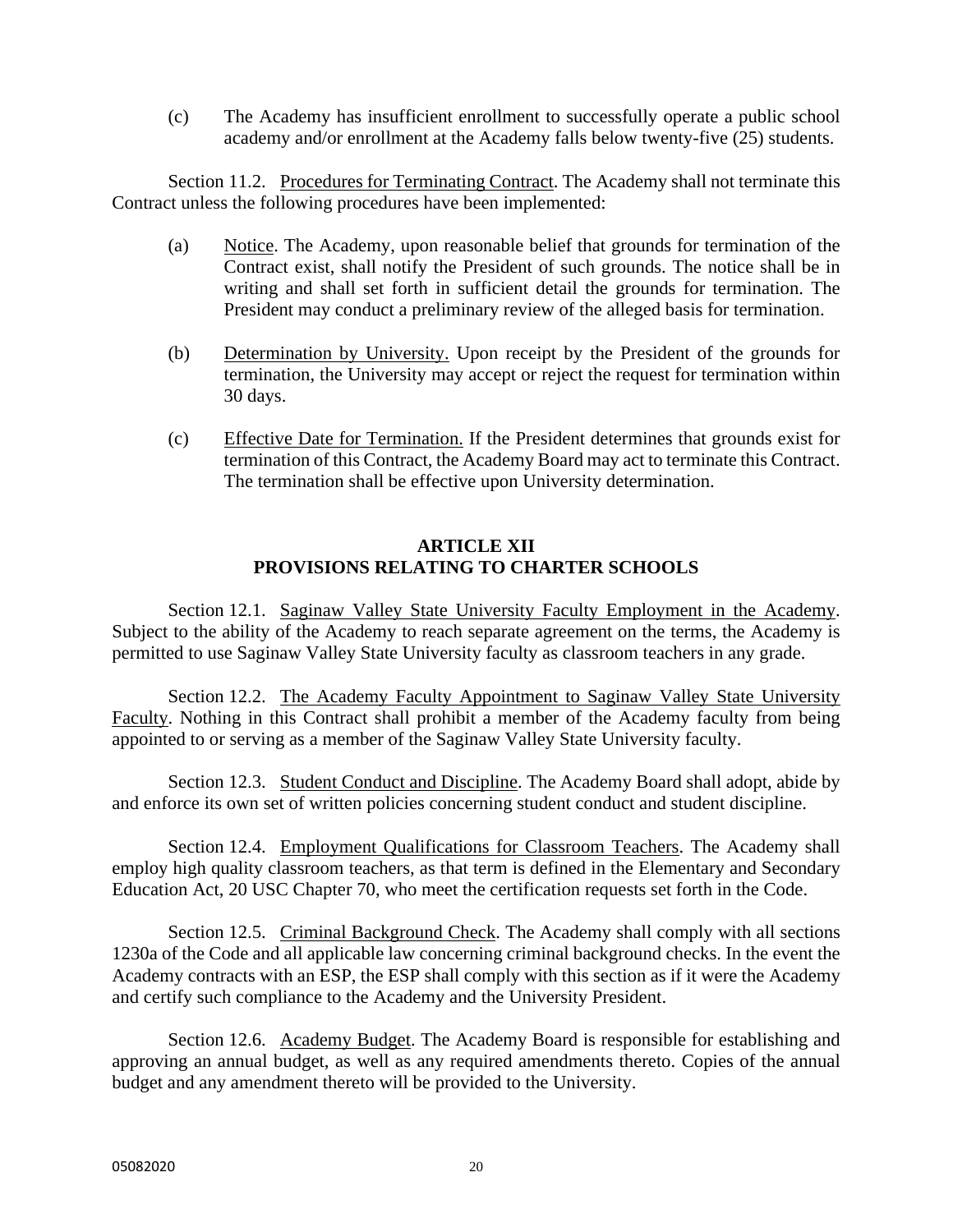(c) The Academy has insufficient enrollment to successfully operate a public school academy and/or enrollment at the Academy falls below twenty-five (25) students.

Section 11.2. Procedures for Terminating Contract. The Academy shall not terminate this Contract unless the following procedures have been implemented:

(a) Notice. The Academy, upon reasonable belief that grounds for termination of the Contract exist, shall notify the President of such grounds. The notice shall be in writing and shall set forth in sufficient detail the grounds for termination. The President may conduct a preliminary review of the alleged basis for termination.

(b) Determination by University. Upon receipt by the President of the grounds for termination, the University may accept or reject the request for termination within 30 days.

(c) Effective Date for Termination. If the President determines that grounds exist for termination of this Contract, the Academy Board may act to terminate this Contract. The termination shall be effective upon University determination.

## ARTICLE XII
## PROVISIONS RELATING TO CHARTER SCHOOLS

Section 12.1. Saginaw Valley State University Faculty Employment in the Academy. Subject to the ability of the Academy to reach separate agreement on the terms, the Academy is permitted to use Saginaw Valley State University faculty as classroom teachers in any grade.

Section 12.2. The Academy Faculty Appointment to Saginaw Valley State University Faculty. Nothing in this Contract shall prohibit a member of the Academy faculty from being appointed to or serving as a member of the Saginaw Valley State University faculty.

Section 12.3. Student Conduct and Discipline. The Academy Board shall adopt, abide by and enforce its own set of written policies concerning student conduct and student discipline.

Section 12.4. Employment Qualifications for Classroom Teachers. The Academy shall employ high quality classroom teachers, as that term is defined in the Elementary and Secondary Education Act, 20 USC Chapter 70, who meet the certification requests set forth in the Code.

Section 12.5. Criminal Background Check. The Academy shall comply with all sections 1230a of the Code and all applicable law concerning criminal background checks. In the event the Academy contracts with an ESP, the ESP shall comply with this section as if it were the Academy and certify such compliance to the Academy and the University President.

Section 12.6. Academy Budget. The Academy Board is responsible for establishing and approving an annual budget, as well as any required amendments thereto. Copies of the annual budget and any amendment thereto will be provided to the University.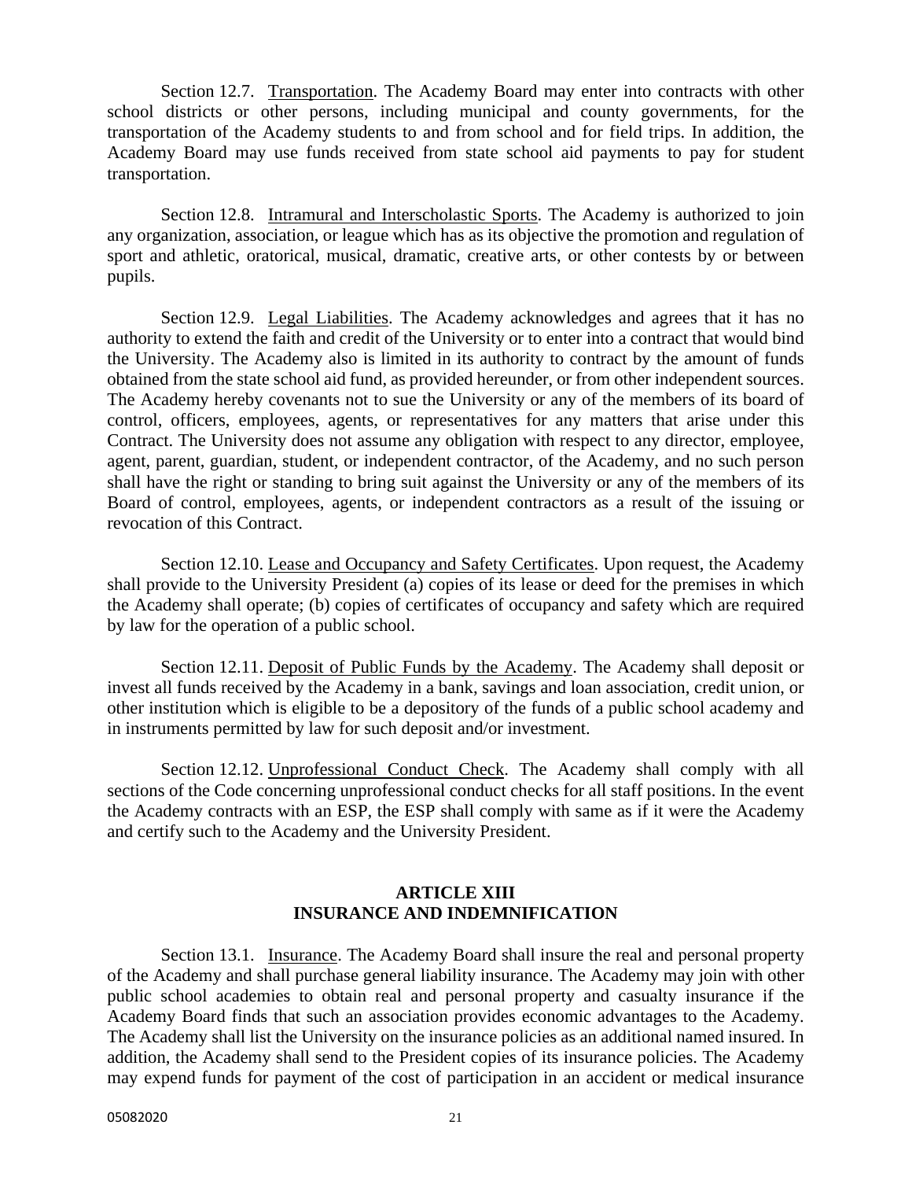Section 12.7. Transportation. The Academy Board may enter into contracts with other school districts or other persons, including municipal and county governments, for the transportation of the Academy students to and from school and for field trips. In addition, the Academy Board may use funds received from state school aid payments to pay for student transportation.

Section 12.8. Intramural and Interscholastic Sports. The Academy is authorized to join any organization, association, or league which has as its objective the promotion and regulation of sport and athletic, oratorical, musical, dramatic, creative arts, or other contests by or between pupils.

Section 12.9. Legal Liabilities. The Academy acknowledges and agrees that it has no authority to extend the faith and credit of the University or to enter into a contract that would bind the University. The Academy also is limited in its authority to contract by the amount of funds obtained from the state school aid fund, as provided hereunder, or from other independent sources. The Academy hereby covenants not to sue the University or any of the members of its board of control, officers, employees, agents, or representatives for any matters that arise under this Contract. The University does not assume any obligation with respect to any director, employee, agent, parent, guardian, student, or independent contractor, of the Academy, and no such person shall have the right or standing to bring suit against the University or any of the members of its Board of control, employees, agents, or independent contractors as a result of the issuing or revocation of this Contract.

Section 12.10. Lease and Occupancy and Safety Certificates. Upon request, the Academy shall provide to the University President (a) copies of its lease or deed for the premises in which the Academy shall operate; (b) copies of certificates of occupancy and safety which are required by law for the operation of a public school.

Section 12.11. Deposit of Public Funds by the Academy. The Academy shall deposit or invest all funds received by the Academy in a bank, savings and loan association, credit union, or other institution which is eligible to be a depository of the funds of a public school academy and in instruments permitted by law for such deposit and/or investment.

Section 12.12. Unprofessional Conduct Check. The Academy shall comply with all sections of the Code concerning unprofessional conduct checks for all staff positions. In the event the Academy contracts with an ESP, the ESP shall comply with same as if it were the Academy and certify such to the Academy and the University President.

## ARTICLE XIII
## INSURANCE AND INDEMNIFICATION

Section 13.1. Insurance. The Academy Board shall insure the real and personal property of the Academy and shall purchase general liability insurance. The Academy may join with other public school academies to obtain real and personal property and casualty insurance if the Academy Board finds that such an association provides economic advantages to the Academy. The Academy shall list the University on the insurance policies as an additional named insured. In addition, the Academy shall send to the President copies of its insurance policies. The Academy may expend funds for payment of the cost of participation in an accident or medical insurance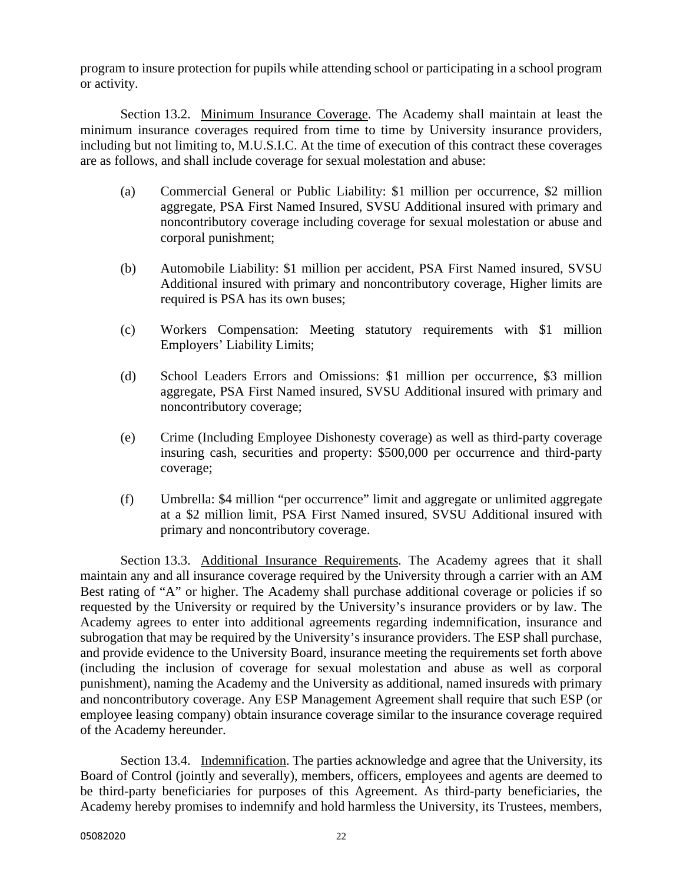program to insure protection for pupils while attending school or participating in a school program or activity.

Section 13.2. Minimum Insurance Coverage. The Academy shall maintain at least the minimum insurance coverages required from time to time by University insurance providers, including but not limiting to, M.U.S.I.C. At the time of execution of this contract these coverages are as follows, and shall include coverage for sexual molestation and abuse:

(a) Commercial General or Public Liability: $1 million per occurrence, $2 million aggregate, PSA First Named Insured, SVSU Additional insured with primary and noncontributory coverage including coverage for sexual molestation or abuse and corporal punishment;

(b) Automobile Liability: $1 million per accident, PSA First Named insured, SVSU Additional insured with primary and noncontributory coverage, Higher limits are required is PSA has its own buses;

(c) Workers Compensation: Meeting statutory requirements with $1 million Employers' Liability Limits;

(d) School Leaders Errors and Omissions: $1 million per occurrence, $3 million aggregate, PSA First Named insured, SVSU Additional insured with primary and noncontributory coverage;

(e) Crime (Including Employee Dishonesty coverage) as well as third-party coverage insuring cash, securities and property: $500,000 per occurrence and third-party coverage;

(f) Umbrella: $4 million "per occurrence" limit and aggregate or unlimited aggregate at a $2 million limit, PSA First Named insured, SVSU Additional insured with primary and noncontributory coverage.

Section 13.3. Additional Insurance Requirements. The Academy agrees that it shall maintain any and all insurance coverage required by the University through a carrier with an AM Best rating of "A" or higher. The Academy shall purchase additional coverage or policies if so requested by the University or required by the University's insurance providers or by law. The Academy agrees to enter into additional agreements regarding indemnification, insurance and subrogation that may be required by the University's insurance providers. The ESP shall purchase, and provide evidence to the University Board, insurance meeting the requirements set forth above (including the inclusion of coverage for sexual molestation and abuse as well as corporal punishment), naming the Academy and the University as additional, named insureds with primary and noncontributory coverage. Any ESP Management Agreement shall require that such ESP (or employee leasing company) obtain insurance coverage similar to the insurance coverage required of the Academy hereunder.

Section 13.4. Indemnification. The parties acknowledge and agree that the University, its Board of Control (jointly and severally), members, officers, employees and agents are deemed to be third-party beneficiaries for purposes of this Agreement. As third-party beneficiaries, the Academy hereby promises to indemnify and hold harmless the University, its Trustees, members,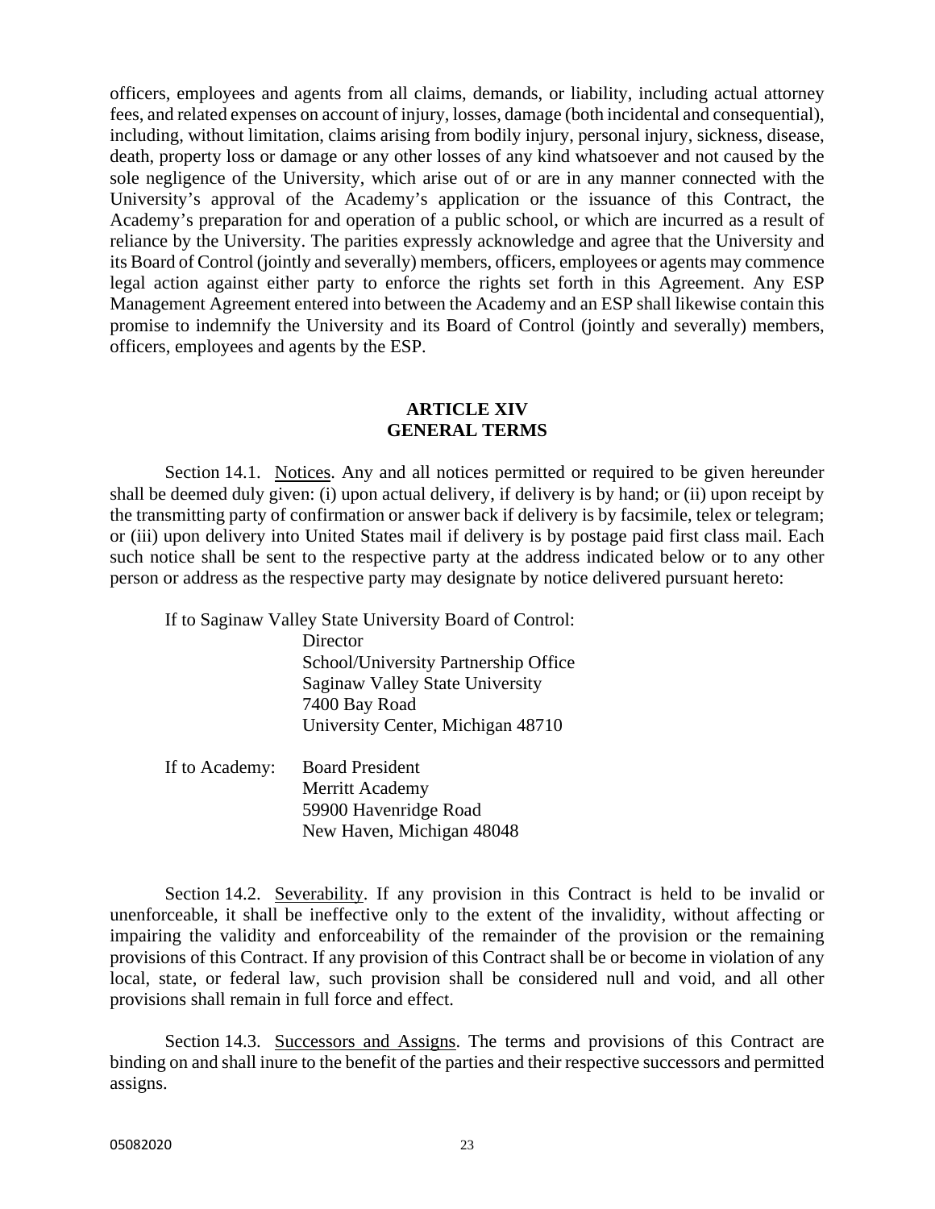officers, employees and agents from all claims, demands, or liability, including actual attorney fees, and related expenses on account of injury, losses, damage (both incidental and consequential), including, without limitation, claims arising from bodily injury, personal injury, sickness, disease, death, property loss or damage or any other losses of any kind whatsoever and not caused by the sole negligence of the University, which arise out of or are in any manner connected with the University's approval of the Academy's application or the issuance of this Contract, the Academy's preparation for and operation of a public school, or which are incurred as a result of reliance by the University. The parities expressly acknowledge and agree that the University and its Board of Control (jointly and severally) members, officers, employees or agents may commence legal action against either party to enforce the rights set forth in this Agreement. Any ESP Management Agreement entered into between the Academy and an ESP shall likewise contain this promise to indemnify the University and its Board of Control (jointly and severally) members, officers, employees and agents by the ESP.

## ARTICLE XIV
## GENERAL TERMS

Section 14.1. Notices. Any and all notices permitted or required to be given hereunder shall be deemed duly given: (i) upon actual delivery, if delivery is by hand; or (ii) upon receipt by the transmitting party of confirmation or answer back if delivery is by facsimile, telex or telegram; or (iii) upon delivery into United States mail if delivery is by postage paid first class mail. Each such notice shall be sent to the respective party at the address indicated below or to any other person or address as the respective party may designate by notice delivered pursuant hereto:

If to Saginaw Valley State University Board of Control:
Director
School/University Partnership Office
Saginaw Valley State University
7400 Bay Road
University Center, Michigan 48710

If to Academy:
Board President
Merritt Academy
59900 Havenridge Road
New Haven, Michigan 48048

Section 14.2. Severability. If any provision in this Contract is held to be invalid or unenforceable, it shall be ineffective only to the extent of the invalidity, without affecting or impairing the validity and enforceability of the remainder of the provision or the remaining provisions of this Contract. If any provision of this Contract shall be or become in violation of any local, state, or federal law, such provision shall be considered null and void, and all other provisions shall remain in full force and effect.

Section 14.3. Successors and Assigns. The terms and provisions of this Contract are binding on and shall inure to the benefit of the parties and their respective successors and permitted assigns.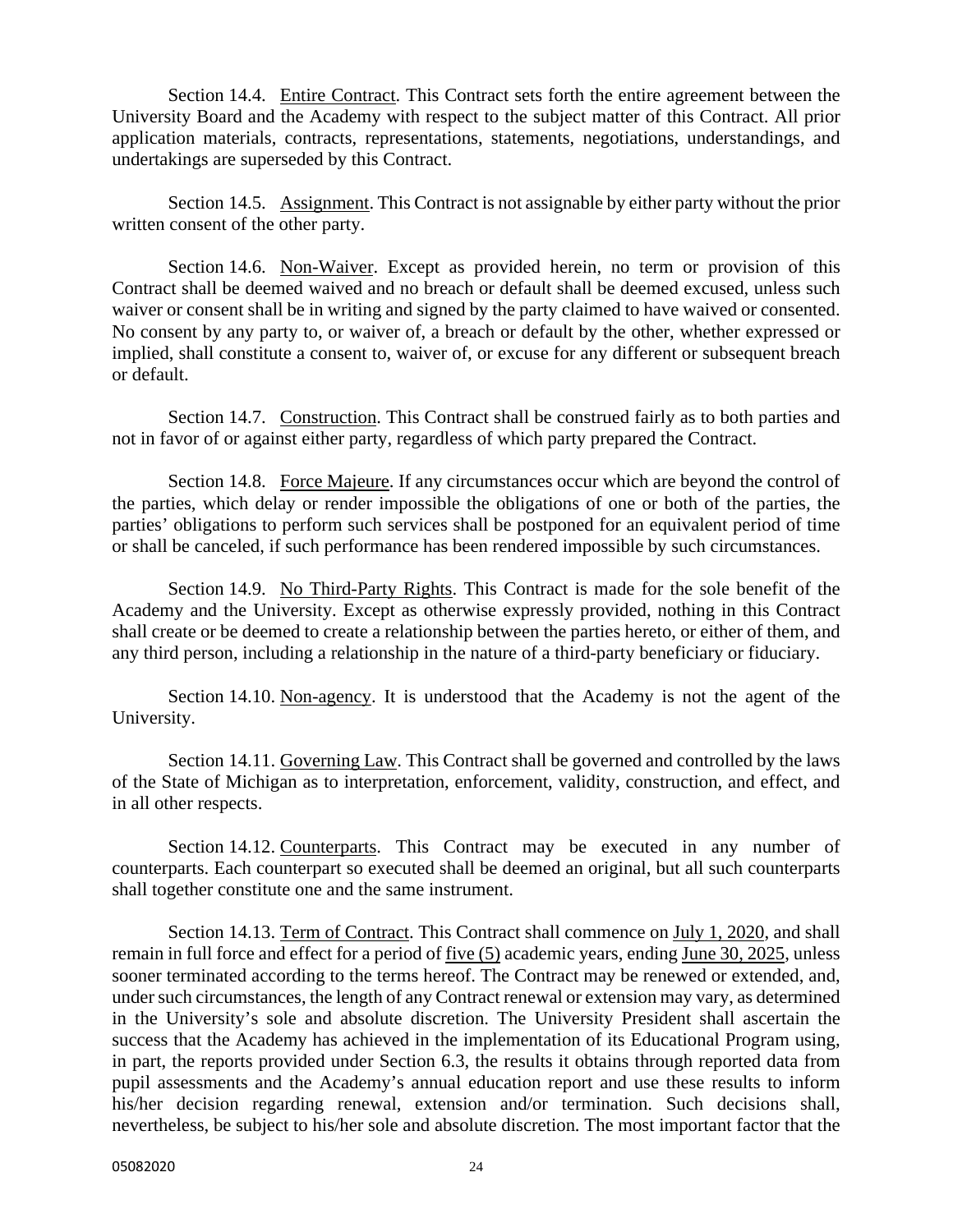Section 14.4. Entire Contract. This Contract sets forth the entire agreement between the University Board and the Academy with respect to the subject matter of this Contract. All prior application materials, contracts, representations, statements, negotiations, understandings, and undertakings are superseded by this Contract.

Section 14.5. Assignment. This Contract is not assignable by either party without the prior written consent of the other party.

Section 14.6. Non-Waiver. Except as provided herein, no term or provision of this Contract shall be deemed waived and no breach or default shall be deemed excused, unless such waiver or consent shall be in writing and signed by the party claimed to have waived or consented. No consent by any party to, or waiver of, a breach or default by the other, whether expressed or implied, shall constitute a consent to, waiver of, or excuse for any different or subsequent breach or default.

Section 14.7. Construction. This Contract shall be construed fairly as to both parties and not in favor of or against either party, regardless of which party prepared the Contract.

Section 14.8. Force Majeure. If any circumstances occur which are beyond the control of the parties, which delay or render impossible the obligations of one or both of the parties, the parties' obligations to perform such services shall be postponed for an equivalent period of time or shall be canceled, if such performance has been rendered impossible by such circumstances.

Section 14.9. No Third-Party Rights. This Contract is made for the sole benefit of the Academy and the University. Except as otherwise expressly provided, nothing in this Contract shall create or be deemed to create a relationship between the parties hereto, or either of them, and any third person, including a relationship in the nature of a third-party beneficiary or fiduciary.

Section 14.10. Non-agency. It is understood that the Academy is not the agent of the University.

Section 14.11. Governing Law. This Contract shall be governed and controlled by the laws of the State of Michigan as to interpretation, enforcement, validity, construction, and effect, and in all other respects.

Section 14.12. Counterparts. This Contract may be executed in any number of counterparts. Each counterpart so executed shall be deemed an original, but all such counterparts shall together constitute one and the same instrument.

Section 14.13. Term of Contract. This Contract shall commence on July 1, 2020, and shall remain in full force and effect for a period of five (5) academic years, ending June 30, 2025, unless sooner terminated according to the terms hereof. The Contract may be renewed or extended, and, under such circumstances, the length of any Contract renewal or extension may vary, as determined in the University's sole and absolute discretion. The University President shall ascertain the success that the Academy has achieved in the implementation of its Educational Program using, in part, the reports provided under Section 6.3, the results it obtains through reported data from pupil assessments and the Academy's annual education report and use these results to inform his/her decision regarding renewal, extension and/or termination. Such decisions shall, nevertheless, be subject to his/her sole and absolute discretion. The most important factor that the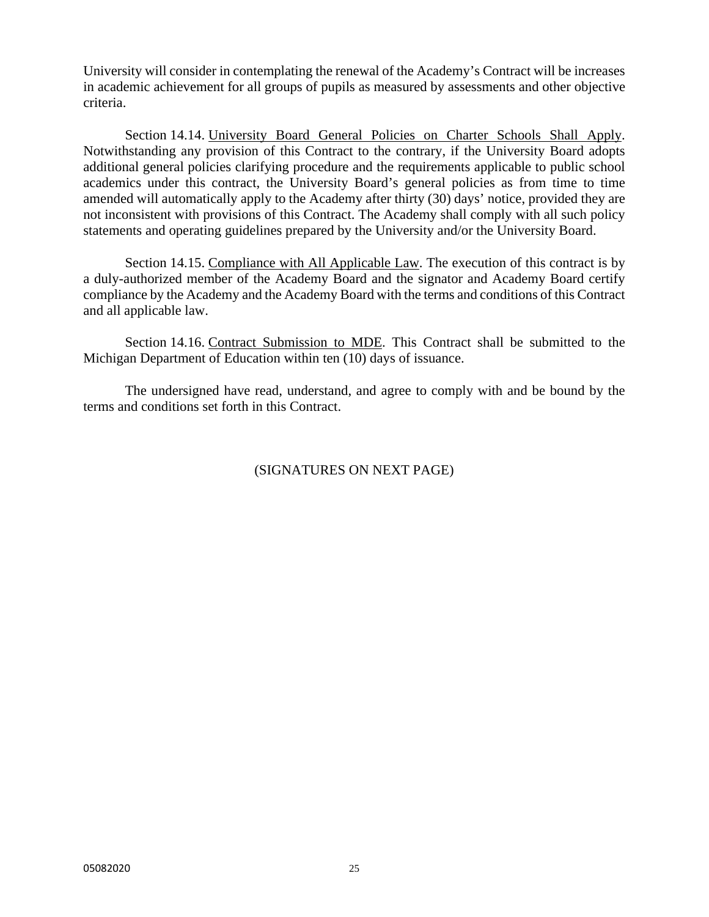University will consider in contemplating the renewal of the Academy's Contract will be increases in academic achievement for all groups of pupils as measured by assessments and other objective criteria.

Section 14.14. University Board General Policies on Charter Schools Shall Apply. Notwithstanding any provision of this Contract to the contrary, if the University Board adopts additional general policies clarifying procedure and the requirements applicable to public school academics under this contract, the University Board's general policies as from time to time amended will automatically apply to the Academy after thirty (30) days' notice, provided they are not inconsistent with provisions of this Contract. The Academy shall comply with all such policy statements and operating guidelines prepared by the University and/or the University Board.

Section 14.15. Compliance with All Applicable Law. The execution of this contract is by a duly-authorized member of the Academy Board and the signator and Academy Board certify compliance by the Academy and the Academy Board with the terms and conditions of this Contract and all applicable law.

Section 14.16. Contract Submission to MDE. This Contract shall be submitted to the Michigan Department of Education within ten (10) days of issuance.

The undersigned have read, understand, and agree to comply with and be bound by the terms and conditions set forth in this Contract.

(SIGNATURES ON NEXT PAGE)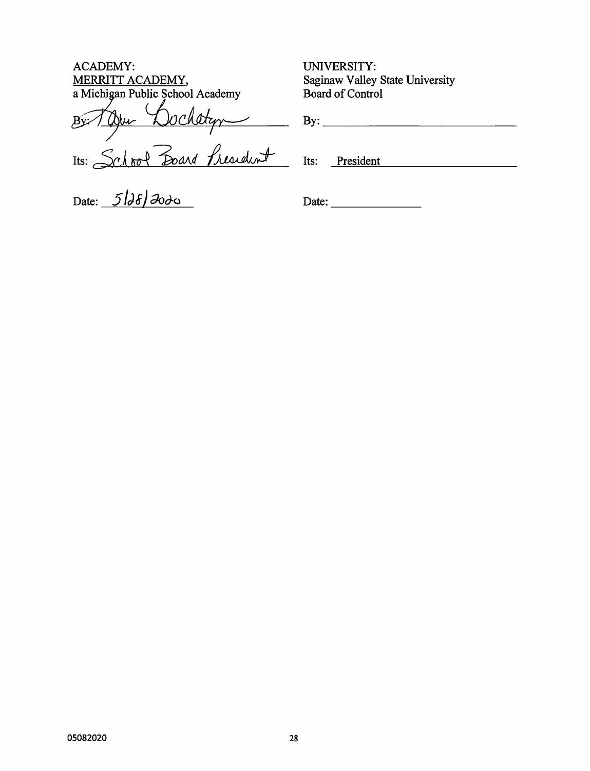| ACADEMY: | UNIVERSITY: |
| --- | --- |
| MERRITT ACADEMY, | Saginaw Valley State University |
| a Michigan Public School Academy | Board of Control |
| By: Tyler Dochatyn | By: \_\_\_\_\_\_\_\_\_\_\_\_\_\_\_\_\_\_\_\_ |
| Its: School Board President | Its: President |
| Date: 5/28/2020 | Date: \_\_\_\_\_\_\_\_\_\_\_\_ |

05082020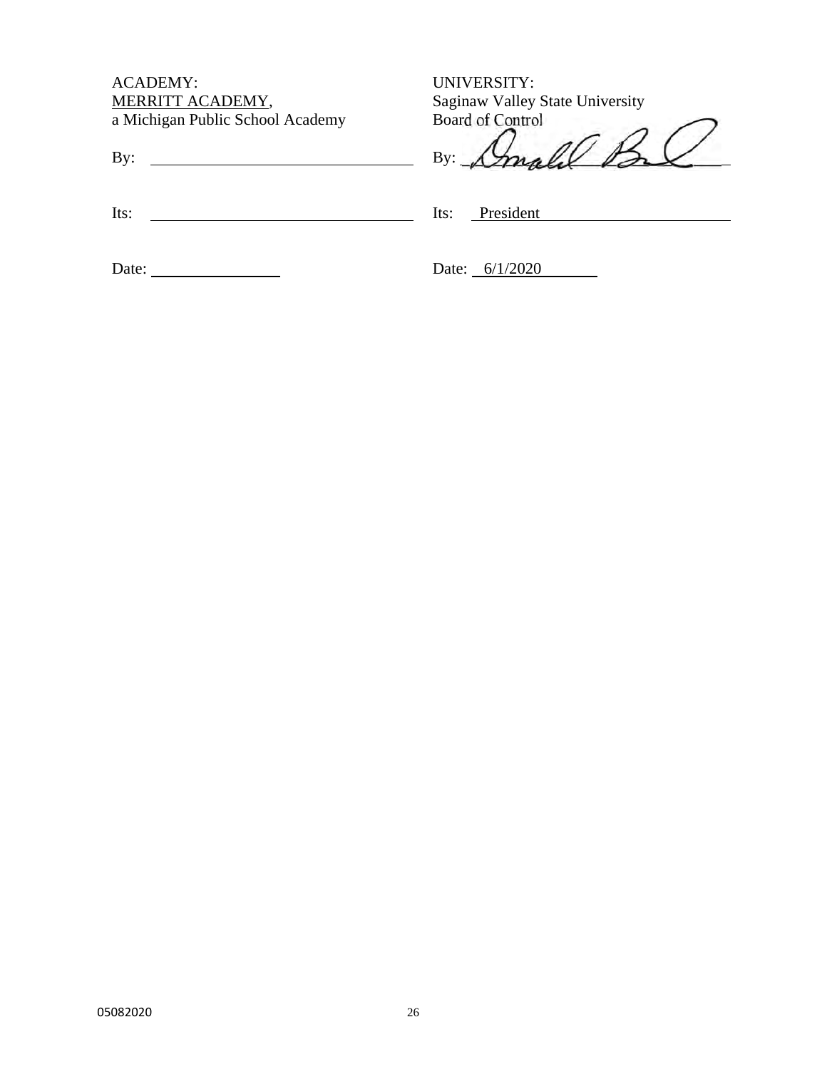| ACADEMY: | UNIVERSITY: |
| --- | --- |
| MERRITT ACADEMY, | Saginaw Valley State University |
| a Michigan Public School Academy | Board of Control |
| By: \_\_\_\_\_\_\_\_\_\_\_\_\_\_\_\_\_\_\_\_ | By: \_\_\_\_\_\_\_\_\_\_\_\_\_\_\_\_\_\_\_\_ |
| Its: \_\_\_\_\_\_\_\_\_\_\_\_\_\_\_\_\_\_\_\_ | Its: President |
| Date: \_\_\_\_\_\_\_\_\_\_\_\_ | Date: 6/1/2020 |

05082020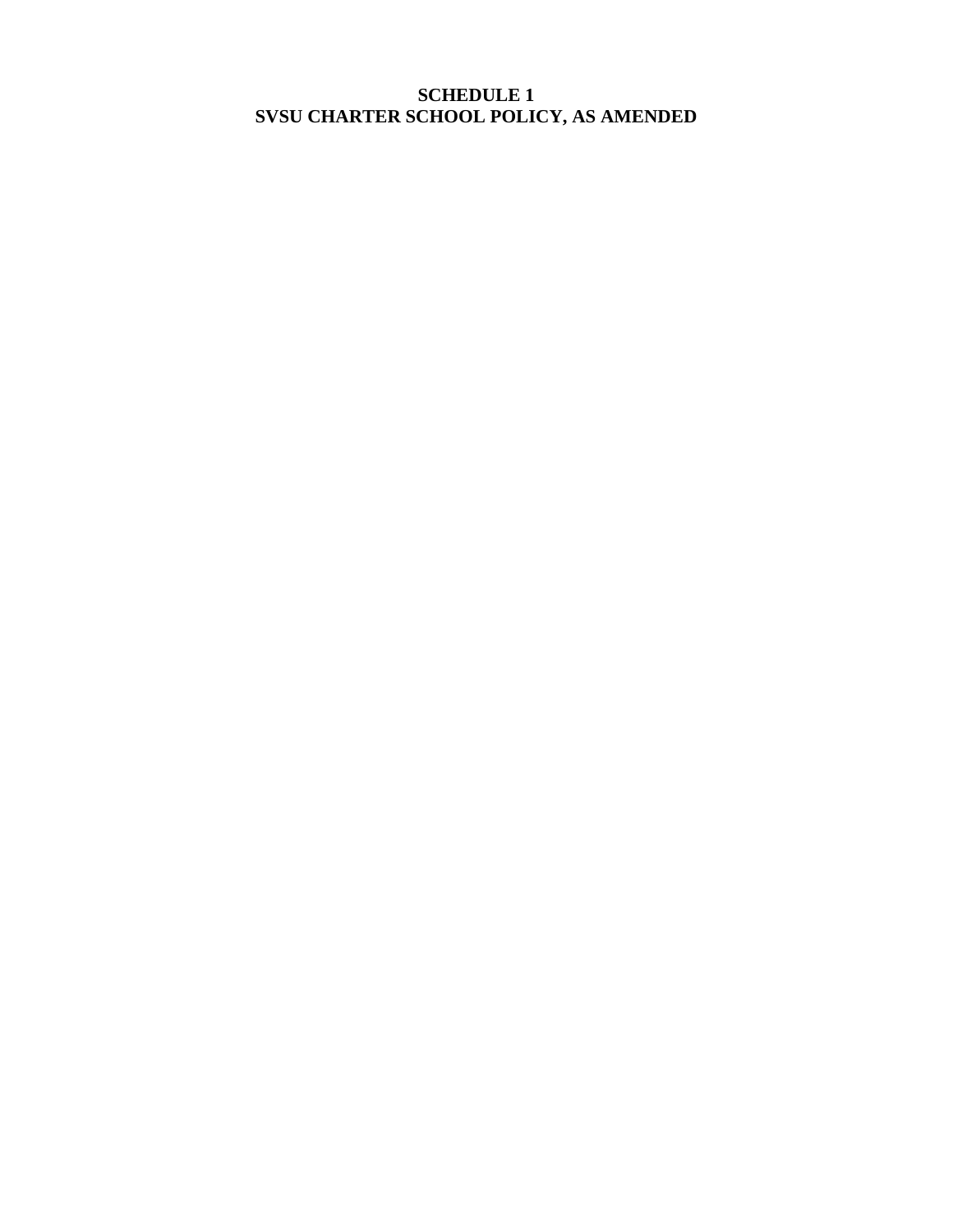# SCHEDULE 1
# SVSU CHARTER SCHOOL POLICY, AS AMENDED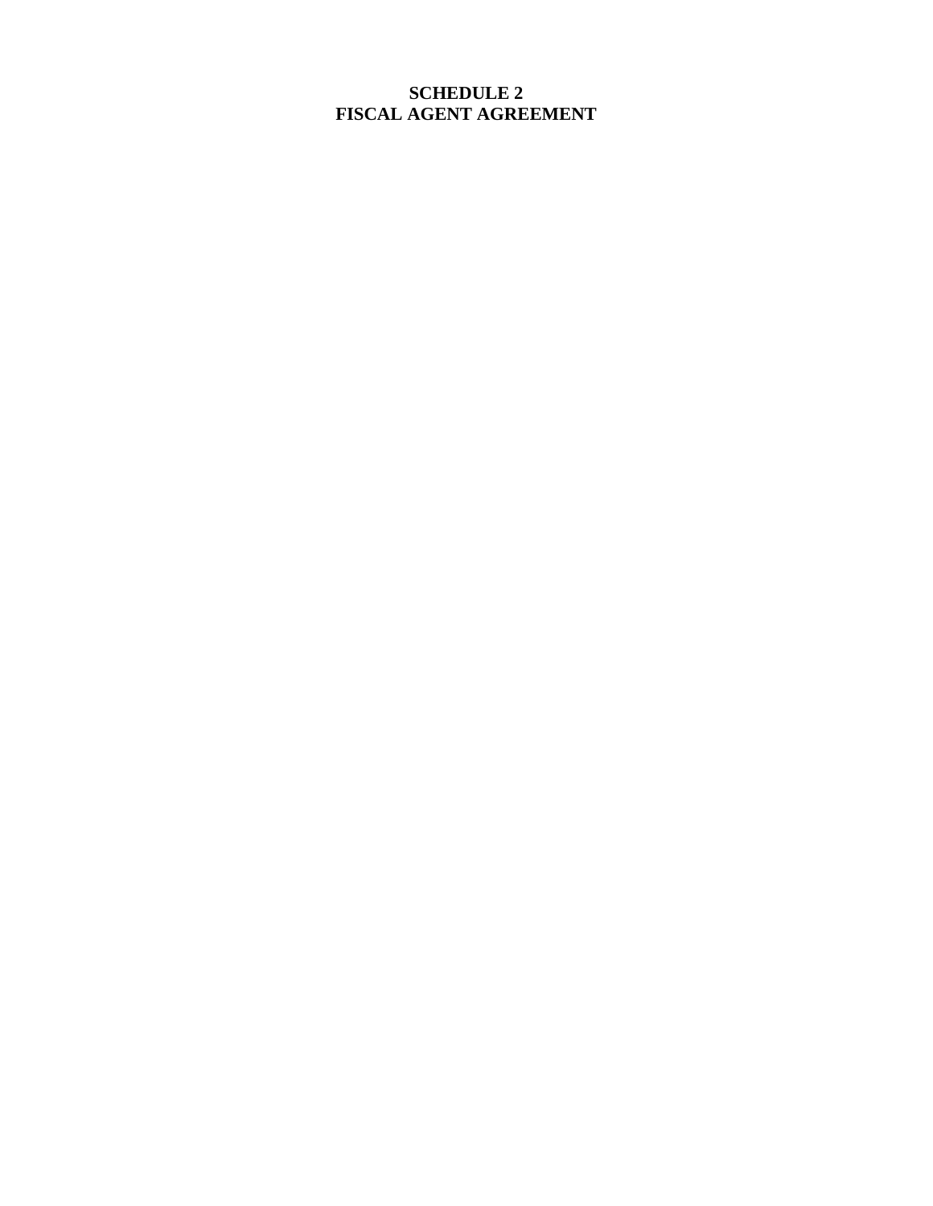# SCHEDULE 2
# FISCAL AGENT AGREEMENT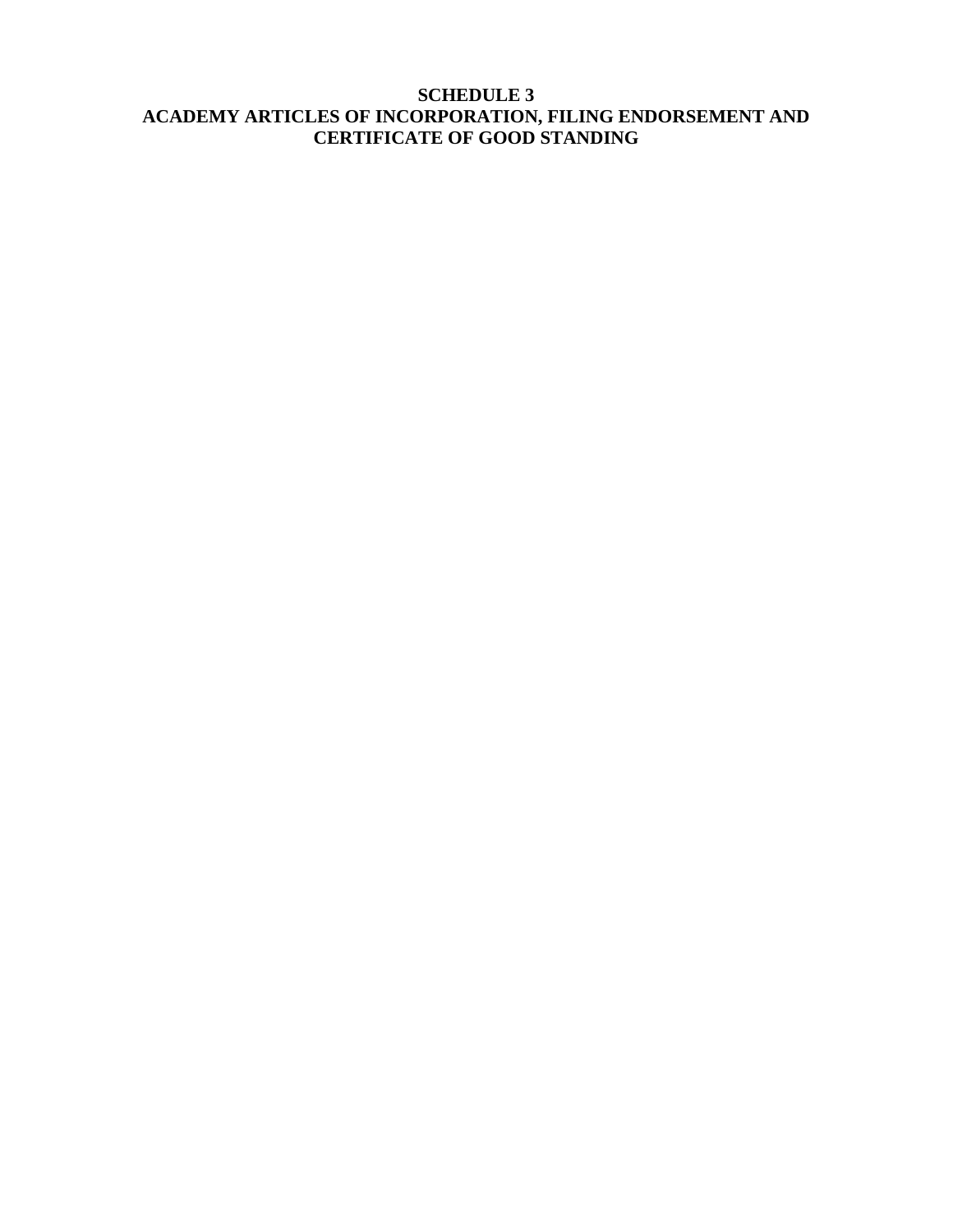# SCHEDULE 3
# ACADEMY ARTICLES OF INCORPORATION, FILING ENDORSEMENT AND CERTIFICATE OF GOOD STANDING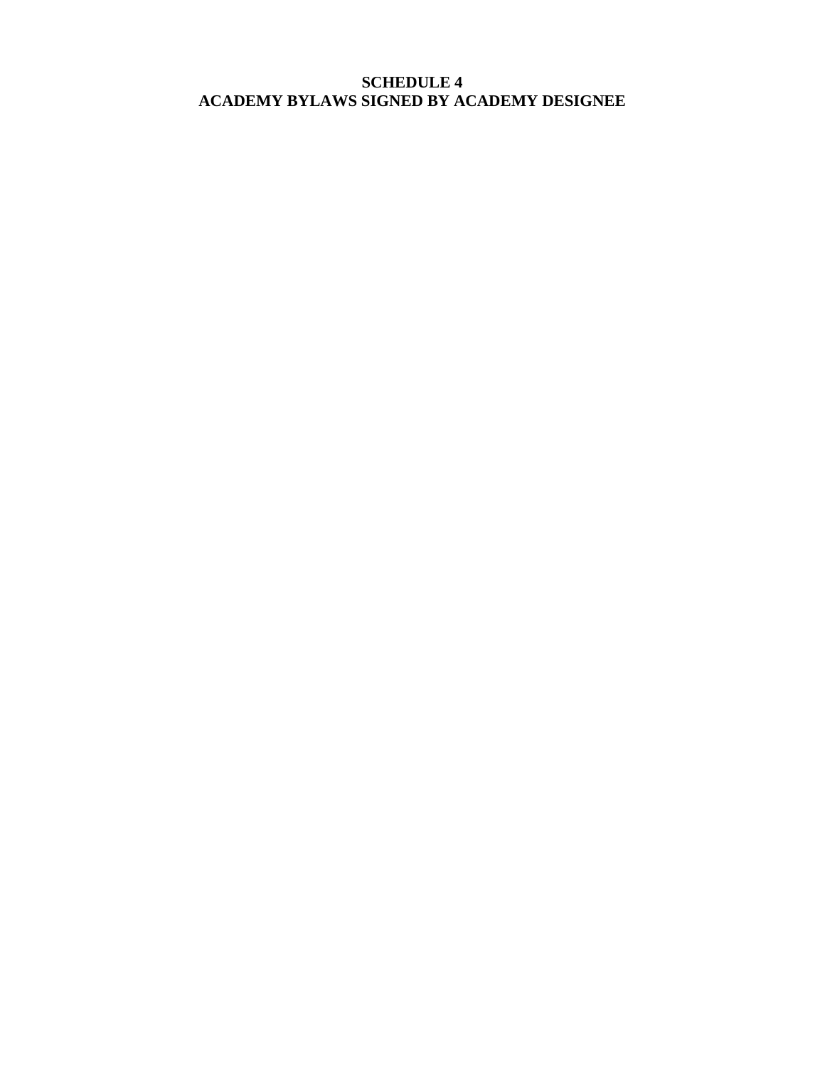# SCHEDULE 4
# ACADEMY BYLAWS SIGNED BY ACADEMY DESIGNEE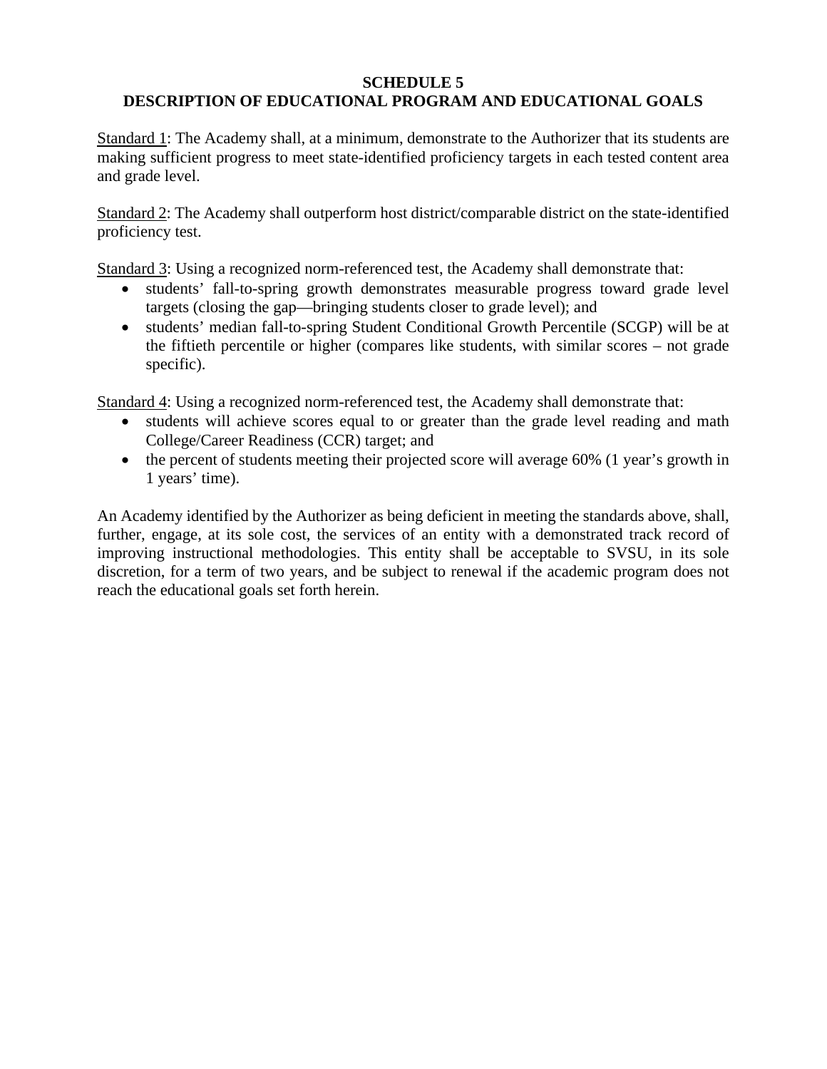# SCHEDULE 5
## DESCRIPTION OF EDUCATIONAL PROGRAM AND EDUCATIONAL GOALS

Standard 1: The Academy shall, at a minimum, demonstrate to the Authorizer that its students are making sufficient progress to meet state-identified proficiency targets in each tested content area and grade level.

Standard 2: The Academy shall outperform host district/comparable district on the state-identified proficiency test.

Standard 3: Using a recognized norm-referenced test, the Academy shall demonstrate that:

- students' fall-to-spring growth demonstrates measurable progress toward grade level targets (closing the gap—bringing students closer to grade level); and
- students' median fall-to-spring Student Conditional Growth Percentile (SCGP) will be at the fiftieth percentile or higher (compares like students, with similar scores – not grade specific).

Standard 4: Using a recognized norm-referenced test, the Academy shall demonstrate that:

- students will achieve scores equal to or greater than the grade level reading and math College/Career Readiness (CCR) target; and
- the percent of students meeting their projected score will average 60% (1 year's growth in 1 years' time).

An Academy identified by the Authorizer as being deficient in meeting the standards above, shall, further, engage, at its sole cost, the services of an entity with a demonstrated track record of improving instructional methodologies. This entity shall be acceptable to SVSU, in its sole discretion, for a term of two years, and be subject to renewal if the academic program does not reach the educational goals set forth herein.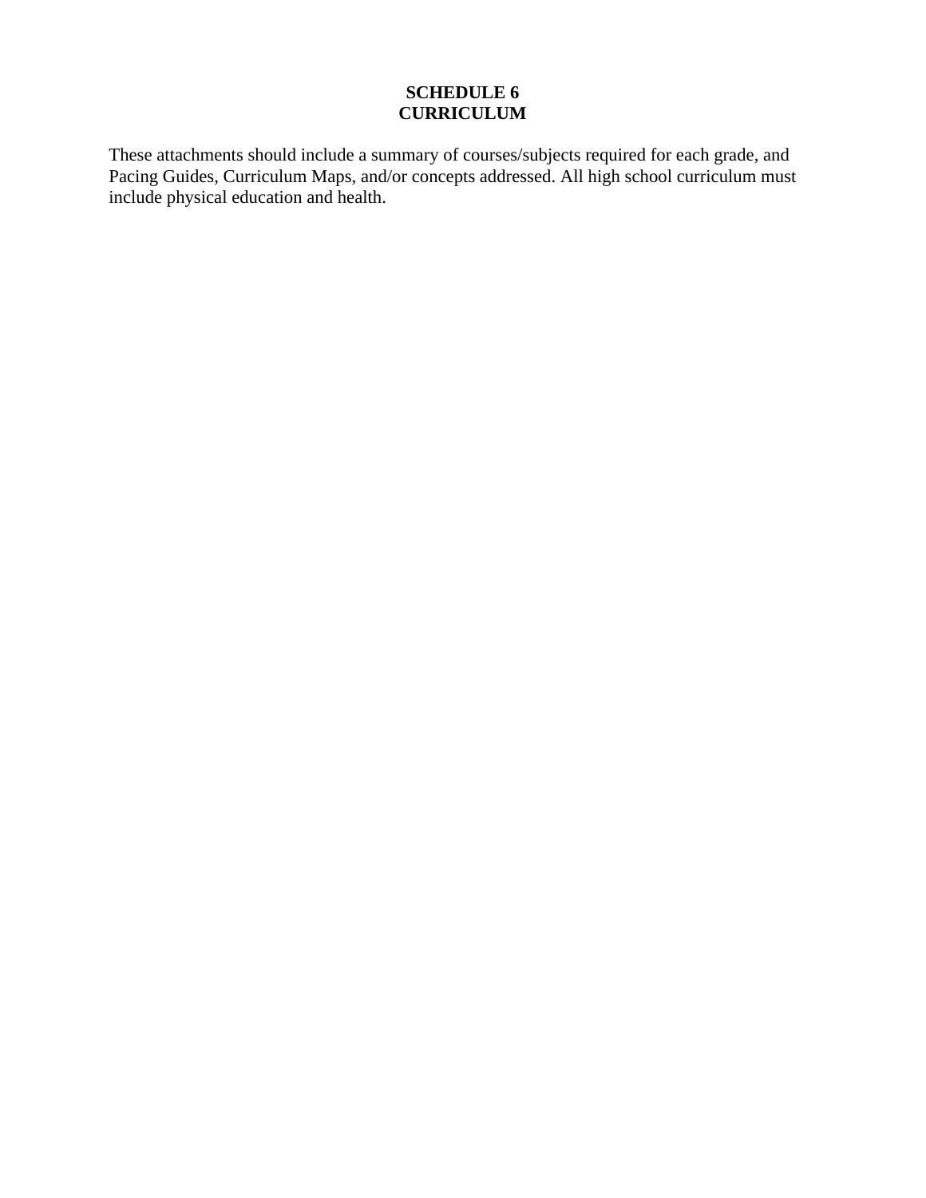# SCHEDULE 6
# CURRICULUM

These attachments should include a summary of courses/subjects required for each grade, and Pacing Guides, Curriculum Maps, and/or concepts addressed. All high school curriculum must include physical education and health.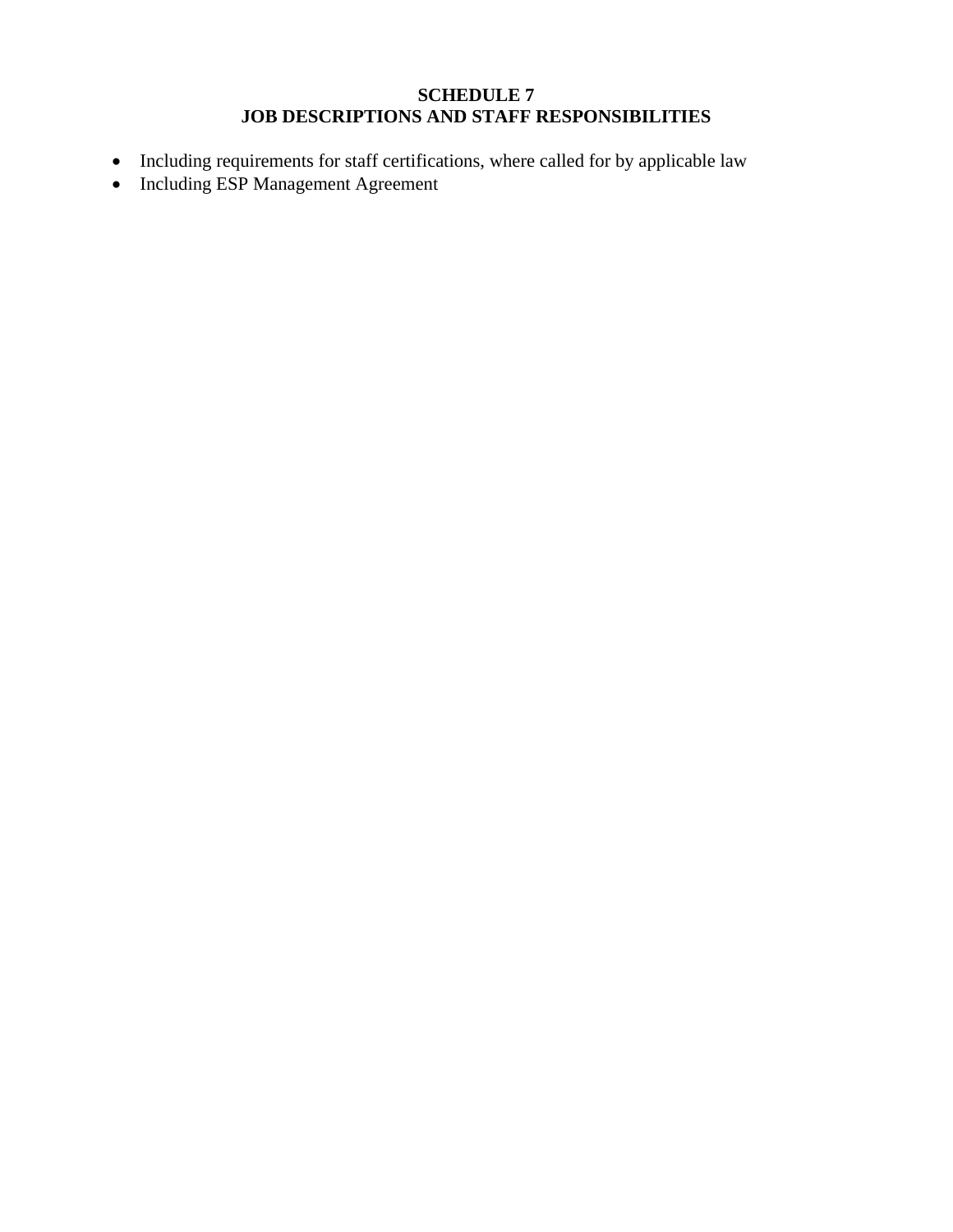# SCHEDULE 7
# JOB DESCRIPTIONS AND STAFF RESPONSIBILITIES

- Including requirements for staff certifications, where called for by applicable law
- Including ESP Management Agreement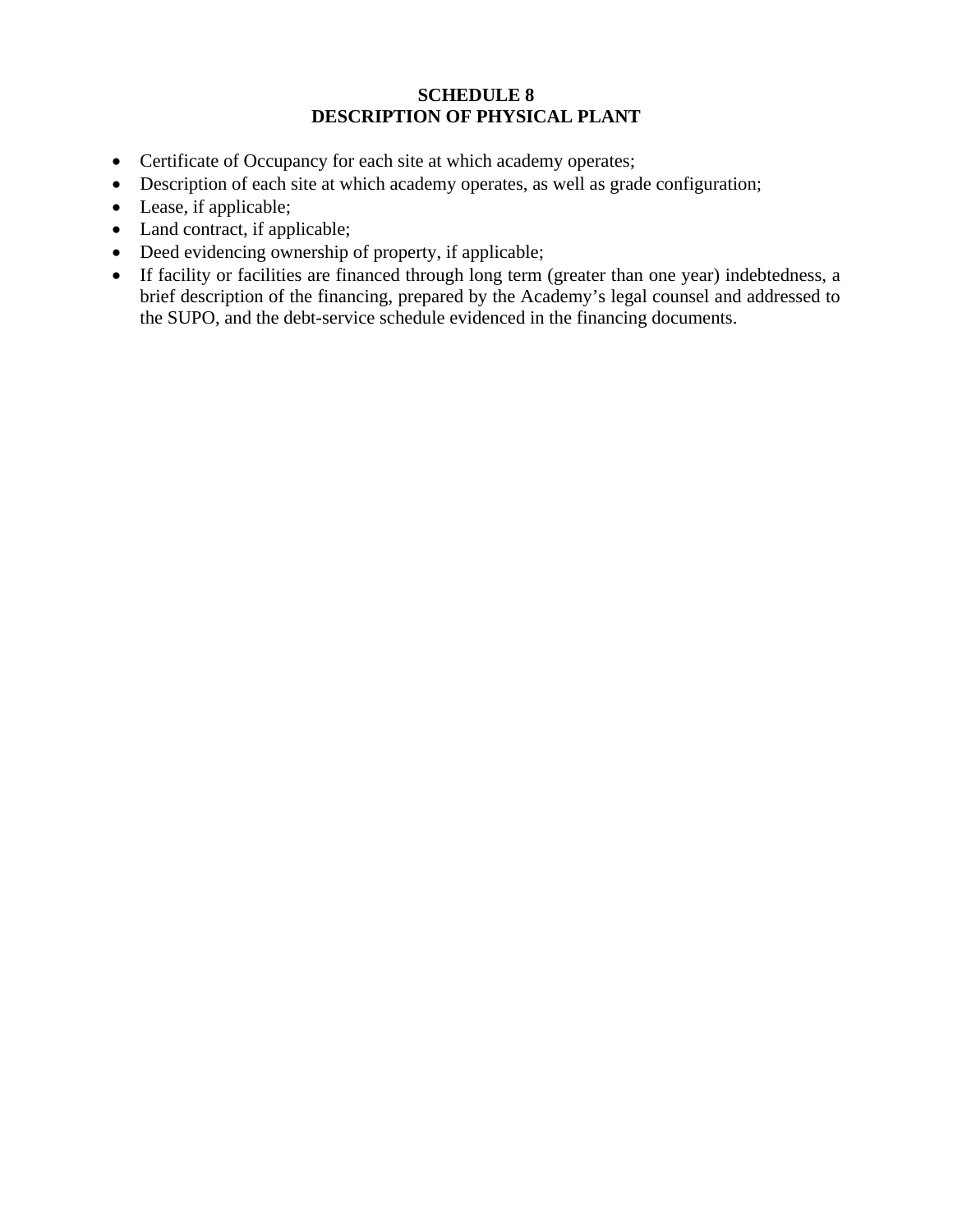# SCHEDULE 8
# DESCRIPTION OF PHYSICAL PLANT

- Certificate of Occupancy for each site at which academy operates;
- Description of each site at which academy operates, as well as grade configuration;
- Lease, if applicable;
- Land contract, if applicable;
- Deed evidencing ownership of property, if applicable;
- If facility or facilities are financed through long term (greater than one year) indebtedness, a brief description of the financing, prepared by the Academy's legal counsel and addressed to the SUPO, and the debt-service schedule evidenced in the financing documents.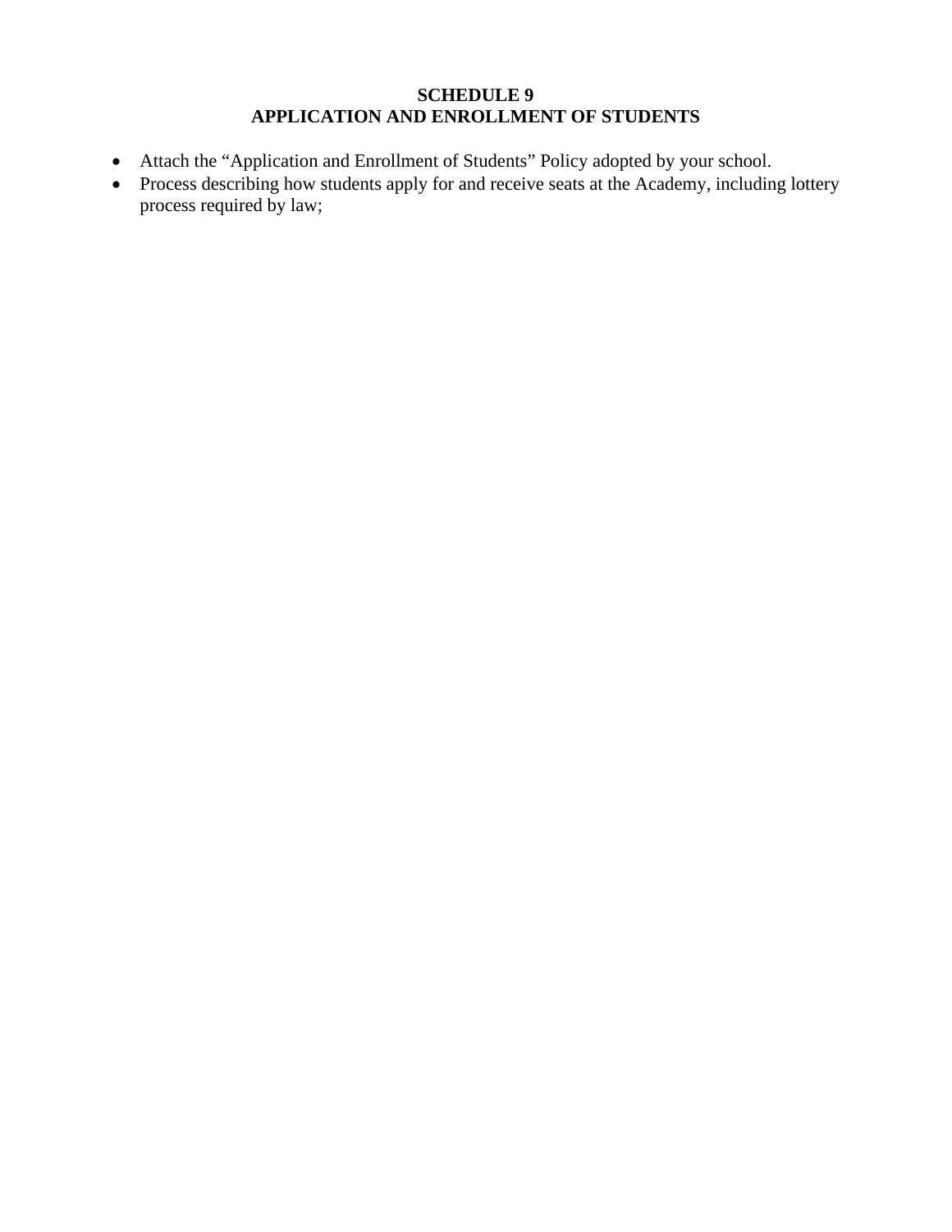**SCHEDULE 9**
**APPLICATION AND ENROLLMENT OF STUDENTS**

- Attach the "Application and Enrollment of Students" Policy adopted by your school.
- Process describing how students apply for and receive seats at the Academy, including lottery process required by law;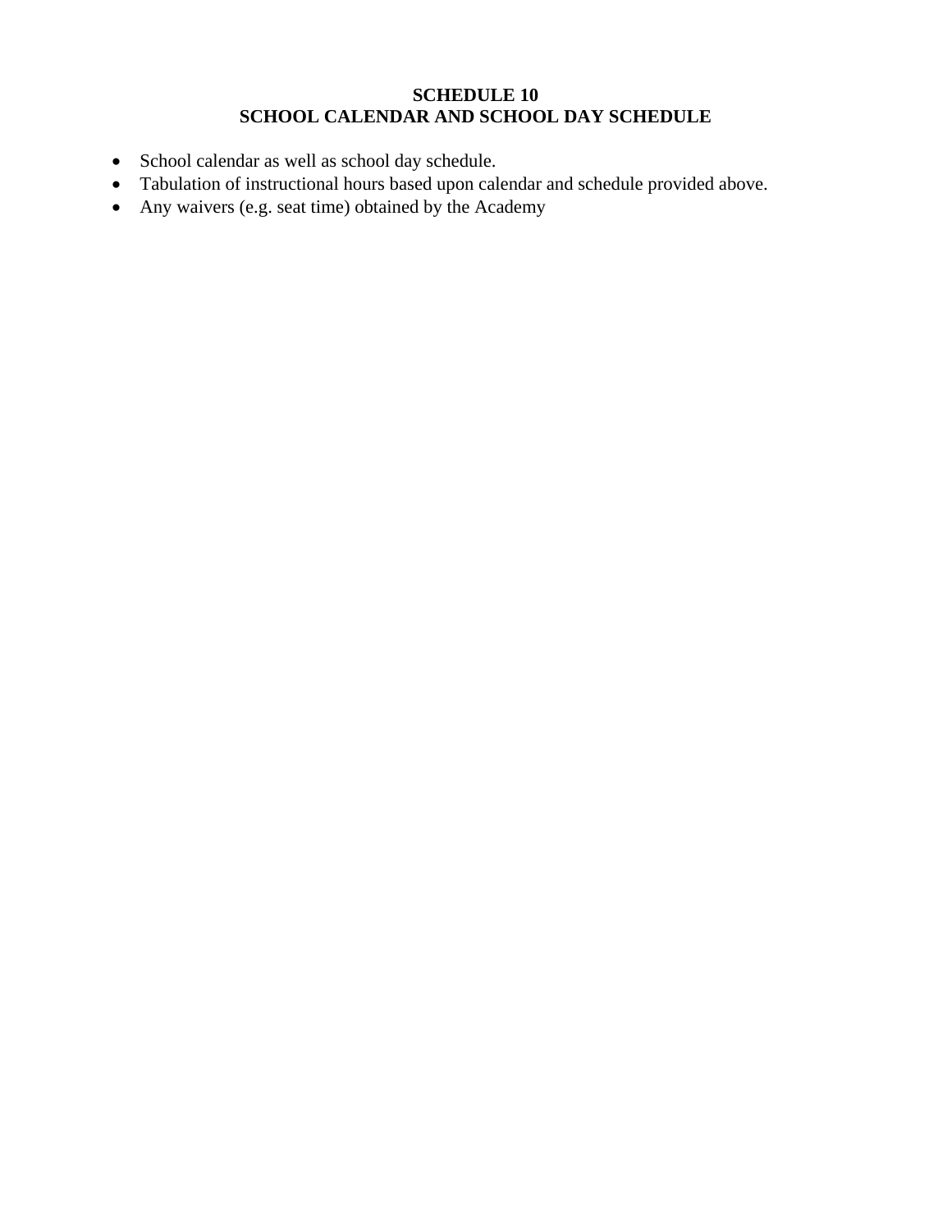# SCHEDULE 10
# SCHOOL CALENDAR AND SCHOOL DAY SCHEDULE

- School calendar as well as school day schedule.
- Tabulation of instructional hours based upon calendar and schedule provided above.
- Any waivers (e.g. seat time) obtained by the Academy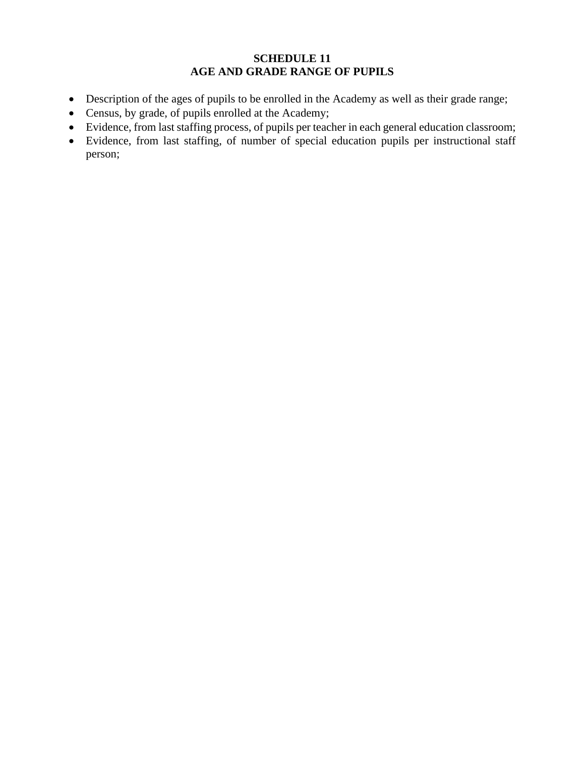# SCHEDULE 11
# AGE AND GRADE RANGE OF PUPILS

- Description of the ages of pupils to be enrolled in the Academy as well as their grade range;
- Census, by grade, of pupils enrolled at the Academy;
- Evidence, from last staffing process, of pupils per teacher in each general education classroom;
- Evidence, from last staffing, of number of special education pupils per instructional staff person;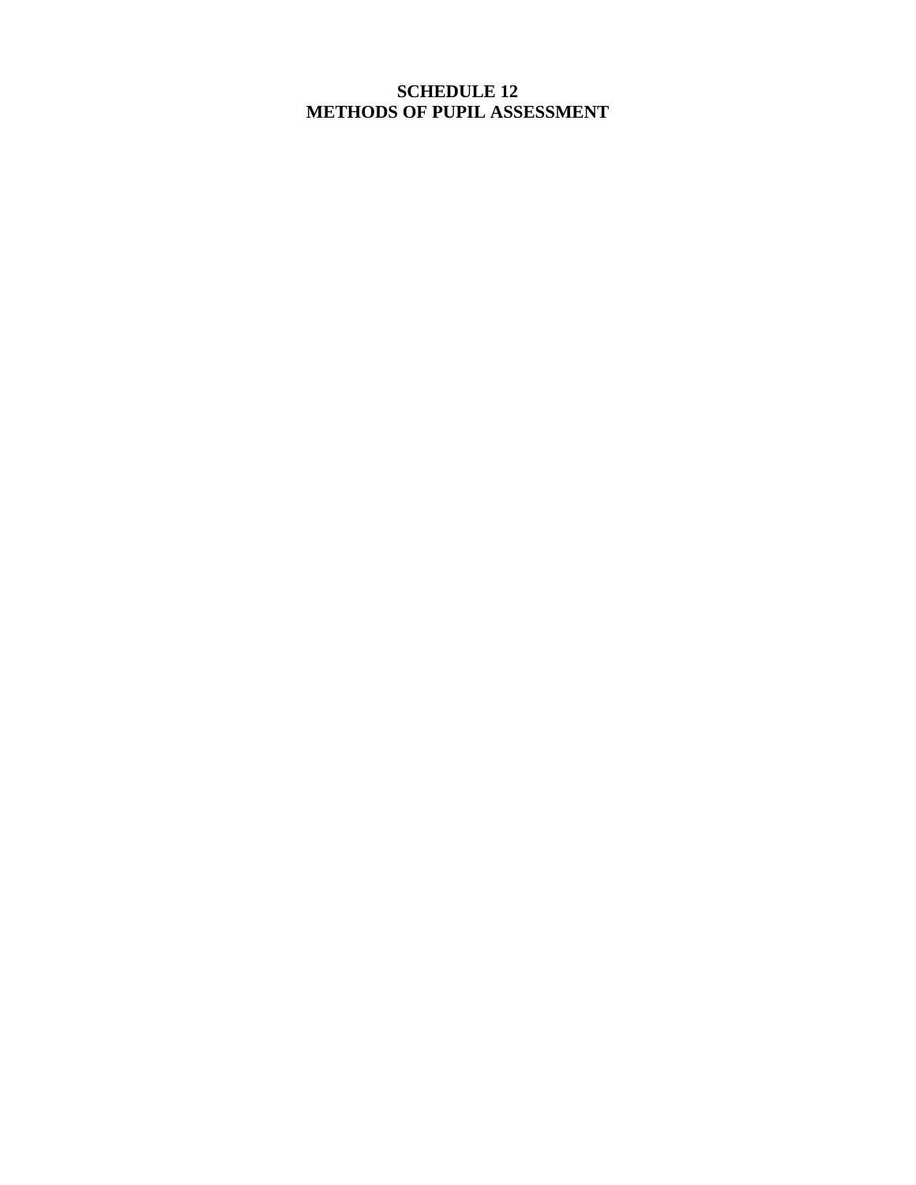# SCHEDULE 12
# METHODS OF PUPIL ASSESSMENT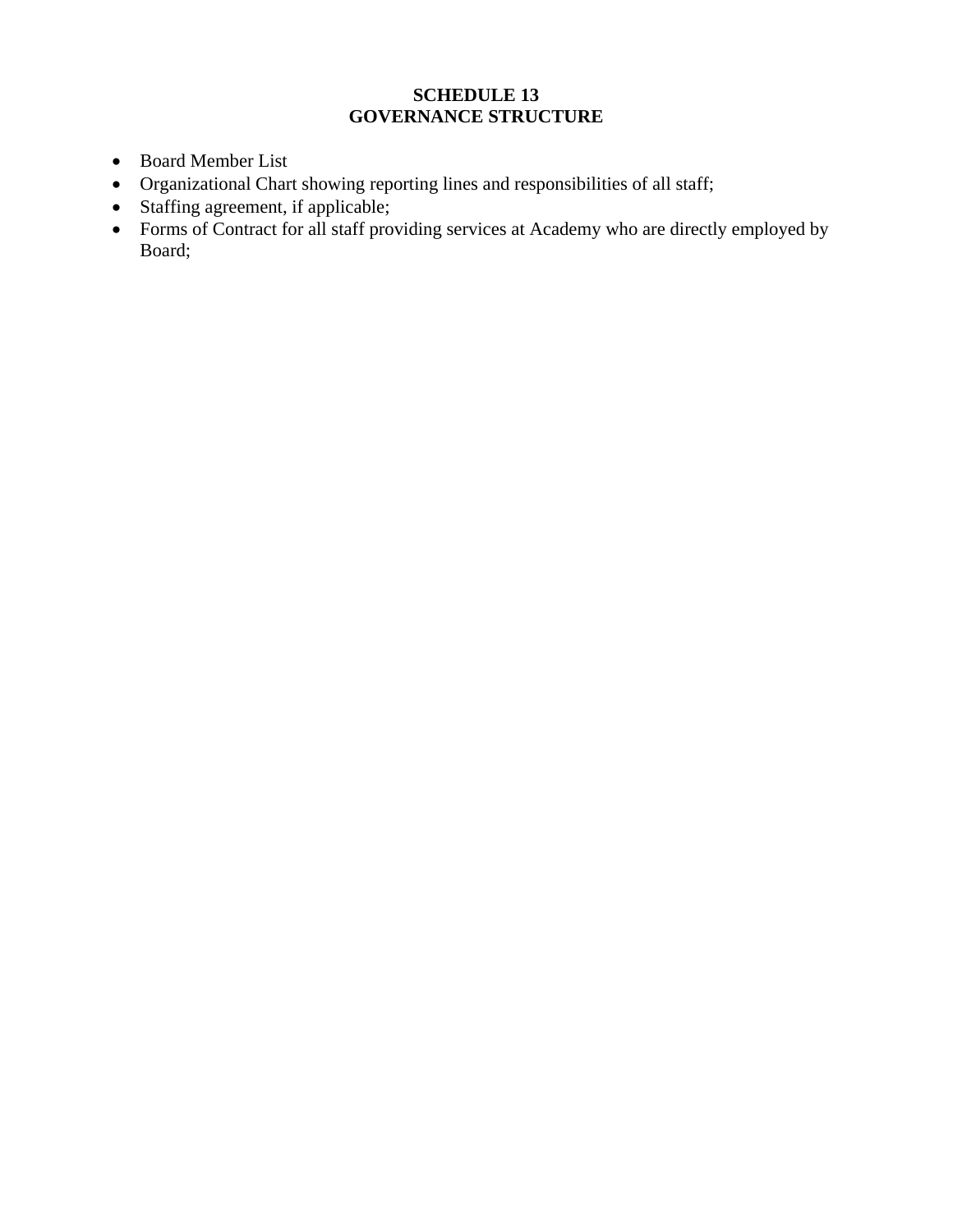# SCHEDULE 13
# GOVERNANCE STRUCTURE

- Board Member List
- Organizational Chart showing reporting lines and responsibilities of all staff;
- Staffing agreement, if applicable;
- Forms of Contract for all staff providing services at Academy who are directly employed by Board;